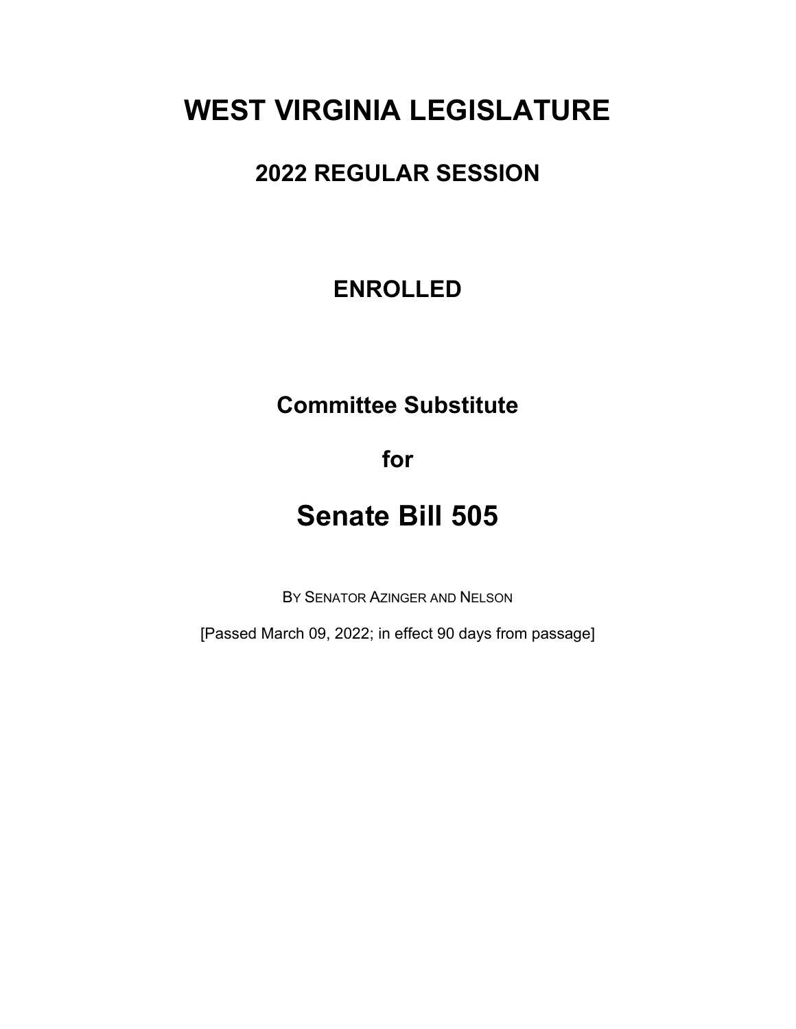# WEST VIRGINIA LEGISLATURE

## 2022 REGULAR SESSION

## ENROLLED

## Committee Substitute

## for

# Senate Bill 505

BY SENATOR AZINGER AND NELSON

[Passed March 09, 2022; in effect 90 days from passage]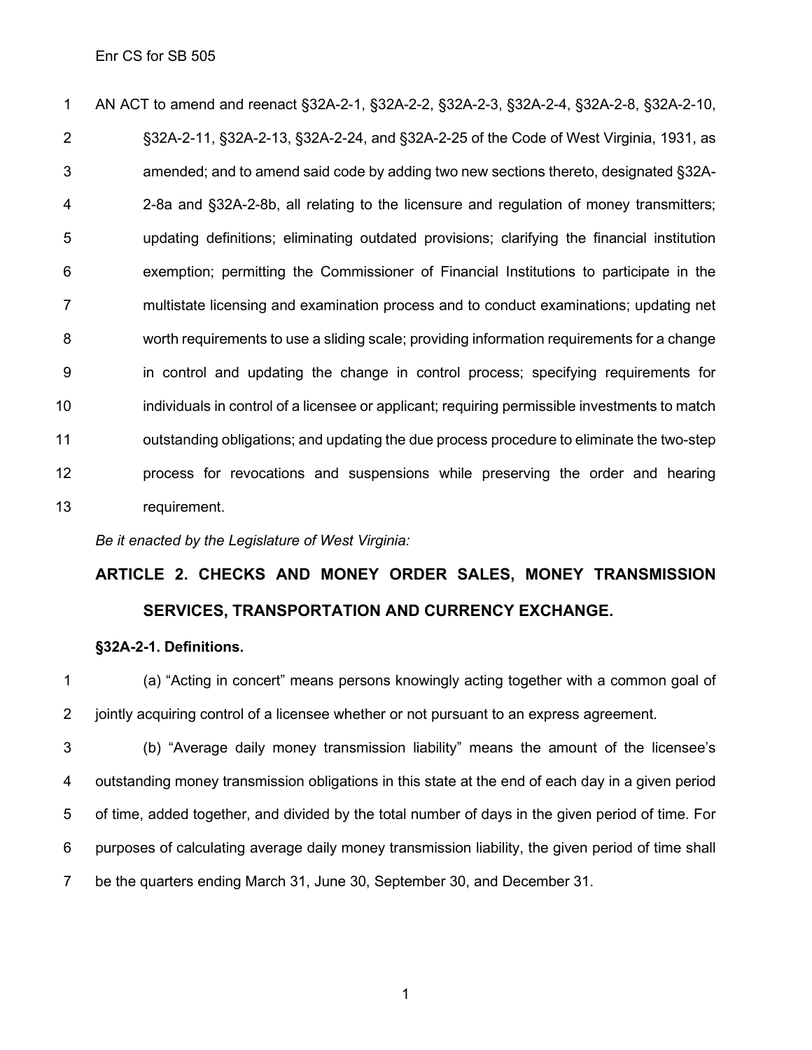AN ACT to amend and reenact §32A-2-1, §32A-2-2, §32A-2-3, §32A-2-4, §32A-2-8, §32A-2-10, §32A-2-11, §32A-2-13, §32A-2-24, and §32A-2-25 of the Code of West Virginia, 1931, as amended; and to amend said code by adding two new sections thereto, designated §32A-2-8a and §32A-2-8b, all relating to the licensure and regulation of money transmitters; updating definitions; eliminating outdated provisions; clarifying the financial institution exemption; permitting the Commissioner of Financial Institutions to participate in the multistate licensing and examination process and to conduct examinations; updating net worth requirements to use a sliding scale; providing information requirements for a change in control and updating the change in control process; specifying requirements for individuals in control of a licensee or applicant; requiring permissible investments to match outstanding obligations; and updating the due process procedure to eliminate the two-step process for revocations and suspensions while preserving the order and hearing requirement.

*Be it enacted by the Legislature of West Virginia:*

## ARTICLE 2. CHECKS AND MONEY ORDER SALES, MONEY TRANSMISSION SERVICES, TRANSPORTATION AND CURRENCY EXCHANGE.

### §32A-2-1. Definitions.

(a) "Acting in concert" means persons knowingly acting together with a common goal of jointly acquiring control of a licensee whether or not pursuant to an express agreement.

(b) "Average daily money transmission liability" means the amount of the licensee's outstanding money transmission obligations in this state at the end of each day in a given period of time, added together, and divided by the total number of days in the given period of time. For purposes of calculating average daily money transmission liability, the given period of time shall be the quarters ending March 31, June 30, September 30, and December 31.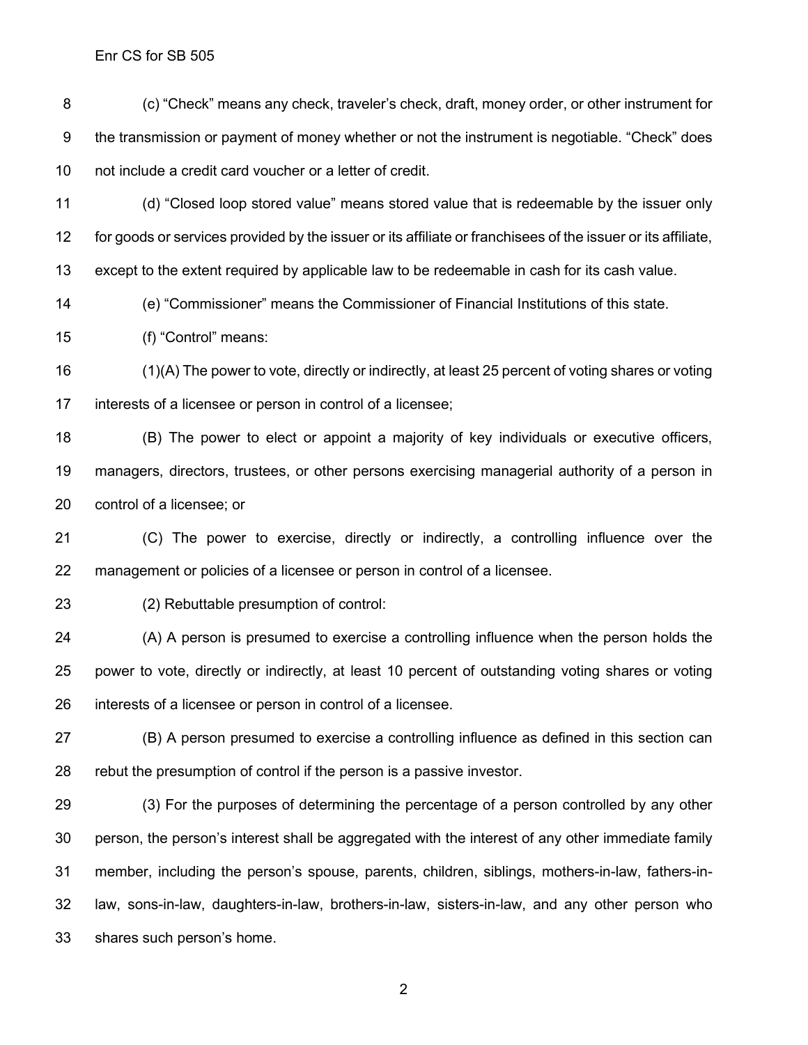(c) "Check" means any check, traveler's check, draft, money order, or other instrument for the transmission or payment of money whether or not the instrument is negotiable. "Check" does not include a credit card voucher or a letter of credit.

(d) "Closed loop stored value" means stored value that is redeemable by the issuer only for goods or services provided by the issuer or its affiliate or franchisees of the issuer or its affiliate, except to the extent required by applicable law to be redeemable in cash for its cash value.

(e) "Commissioner" means the Commissioner of Financial Institutions of this state.

(f) "Control" means:

(1)(A) The power to vote, directly or indirectly, at least 25 percent of voting shares or voting interests of a licensee or person in control of a licensee;

(B) The power to elect or appoint a majority of key individuals or executive officers, managers, directors, trustees, or other persons exercising managerial authority of a person in control of a licensee; or

(C) The power to exercise, directly or indirectly, a controlling influence over the management or policies of a licensee or person in control of a licensee.

(2) Rebuttable presumption of control:

(A) A person is presumed to exercise a controlling influence when the person holds the power to vote, directly or indirectly, at least 10 percent of outstanding voting shares or voting interests of a licensee or person in control of a licensee.

(B) A person presumed to exercise a controlling influence as defined in this section can rebut the presumption of control if the person is a passive investor.

(3) For the purposes of determining the percentage of a person controlled by any other person, the person's interest shall be aggregated with the interest of any other immediate family member, including the person's spouse, parents, children, siblings, mothers-in-law, fathers-in-law, sons-in-law, daughters-in-law, brothers-in-law, sisters-in-law, and any other person who shares such person's home.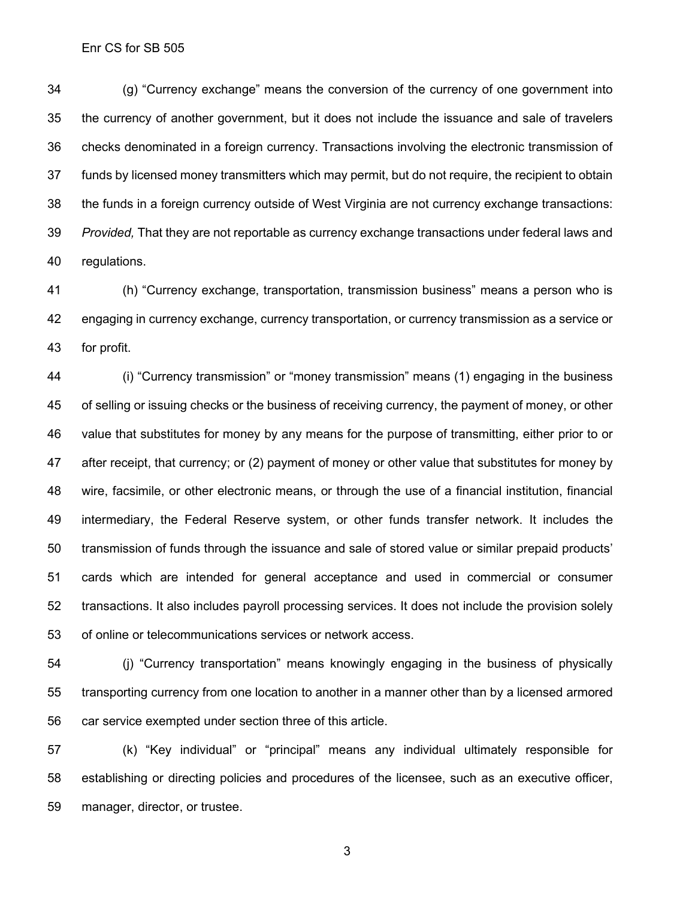(g) "Currency exchange" means the conversion of the currency of one government into the currency of another government, but it does not include the issuance and sale of travelers checks denominated in a foreign currency. Transactions involving the electronic transmission of funds by licensed money transmitters which may permit, but do not require, the recipient to obtain the funds in a foreign currency outside of West Virginia are not currency exchange transactions: *Provided,* That they are not reportable as currency exchange transactions under federal laws and regulations.

(h) "Currency exchange, transportation, transmission business" means a person who is engaging in currency exchange, currency transportation, or currency transmission as a service or for profit.

(i) "Currency transmission" or "money transmission" means (1) engaging in the business of selling or issuing checks or the business of receiving currency, the payment of money, or other value that substitutes for money by any means for the purpose of transmitting, either prior to or after receipt, that currency; or (2) payment of money or other value that substitutes for money by wire, facsimile, or other electronic means, or through the use of a financial institution, financial intermediary, the Federal Reserve system, or other funds transfer network. It includes the transmission of funds through the issuance and sale of stored value or similar prepaid products' cards which are intended for general acceptance and used in commercial or consumer transactions. It also includes payroll processing services. It does not include the provision solely of online or telecommunications services or network access.

(j) "Currency transportation" means knowingly engaging in the business of physically transporting currency from one location to another in a manner other than by a licensed armored car service exempted under section three of this article.

(k) "Key individual" or "principal" means any individual ultimately responsible for establishing or directing policies and procedures of the licensee, such as an executive officer, manager, director, or trustee.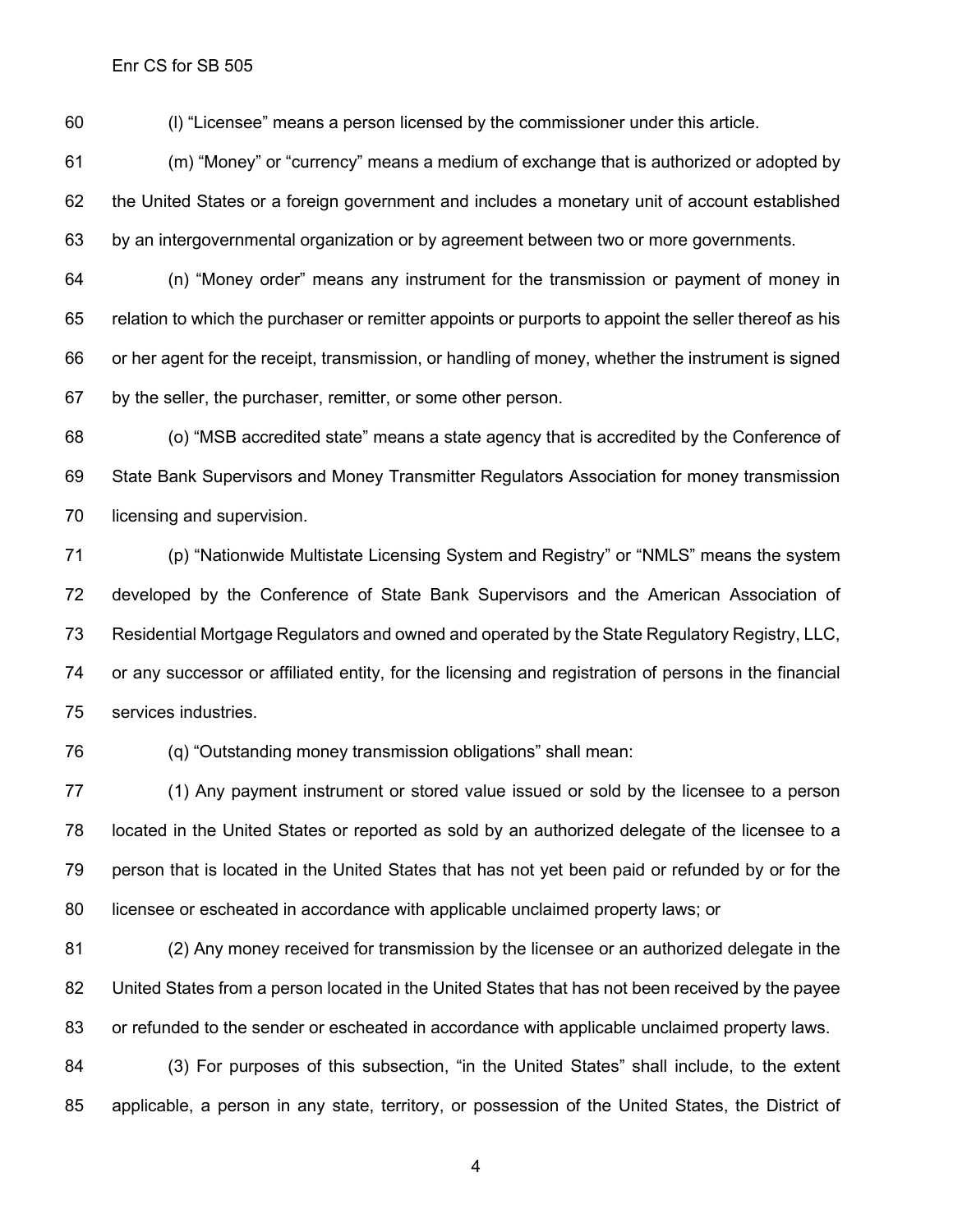(l) "Licensee" means a person licensed by the commissioner under this article.

(m) "Money" or "currency" means a medium of exchange that is authorized or adopted by the United States or a foreign government and includes a monetary unit of account established by an intergovernmental organization or by agreement between two or more governments.

(n) "Money order" means any instrument for the transmission or payment of money in relation to which the purchaser or remitter appoints or purports to appoint the seller thereof as his or her agent for the receipt, transmission, or handling of money, whether the instrument is signed by the seller, the purchaser, remitter, or some other person.

(o) "MSB accredited state" means a state agency that is accredited by the Conference of State Bank Supervisors and Money Transmitter Regulators Association for money transmission licensing and supervision.

(p) "Nationwide Multistate Licensing System and Registry" or "NMLS" means the system developed by the Conference of State Bank Supervisors and the American Association of Residential Mortgage Regulators and owned and operated by the State Regulatory Registry, LLC, or any successor or affiliated entity, for the licensing and registration of persons in the financial services industries.

(q) "Outstanding money transmission obligations" shall mean:

(1) Any payment instrument or stored value issued or sold by the licensee to a person located in the United States or reported as sold by an authorized delegate of the licensee to a person that is located in the United States that has not yet been paid or refunded by or for the licensee or escheated in accordance with applicable unclaimed property laws; or

(2) Any money received for transmission by the licensee or an authorized delegate in the United States from a person located in the United States that has not been received by the payee or refunded to the sender or escheated in accordance with applicable unclaimed property laws.

(3) For purposes of this subsection, "in the United States" shall include, to the extent applicable, a person in any state, territory, or possession of the United States, the District of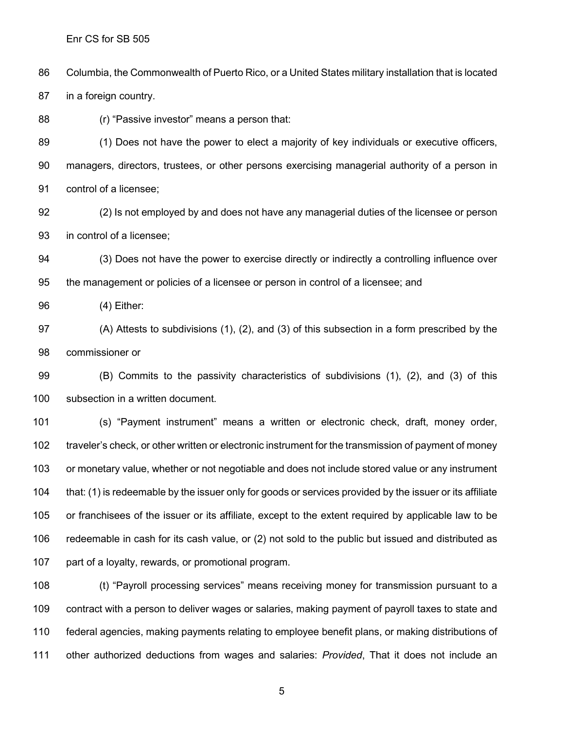Columbia, the Commonwealth of Puerto Rico, or a United States military installation that is located in a foreign country.

(r) "Passive investor" means a person that:

(1) Does not have the power to elect a majority of key individuals or executive officers, managers, directors, trustees, or other persons exercising managerial authority of a person in control of a licensee;

(2) Is not employed by and does not have any managerial duties of the licensee or person in control of a licensee;

(3) Does not have the power to exercise directly or indirectly a controlling influence over the management or policies of a licensee or person in control of a licensee; and

(4) Either:

(A) Attests to subdivisions (1), (2), and (3) of this subsection in a form prescribed by the commissioner or

(B) Commits to the passivity characteristics of subdivisions (1), (2), and (3) of this subsection in a written document.

(s) "Payment instrument" means a written or electronic check, draft, money order, traveler's check, or other written or electronic instrument for the transmission of payment of money or monetary value, whether or not negotiable and does not include stored value or any instrument that: (1) is redeemable by the issuer only for goods or services provided by the issuer or its affiliate or franchisees of the issuer or its affiliate, except to the extent required by applicable law to be redeemable in cash for its cash value, or (2) not sold to the public but issued and distributed as part of a loyalty, rewards, or promotional program.

(t) "Payroll processing services" means receiving money for transmission pursuant to a contract with a person to deliver wages or salaries, making payment of payroll taxes to state and federal agencies, making payments relating to employee benefit plans, or making distributions of other authorized deductions from wages and salaries: *Provided*, That it does not include an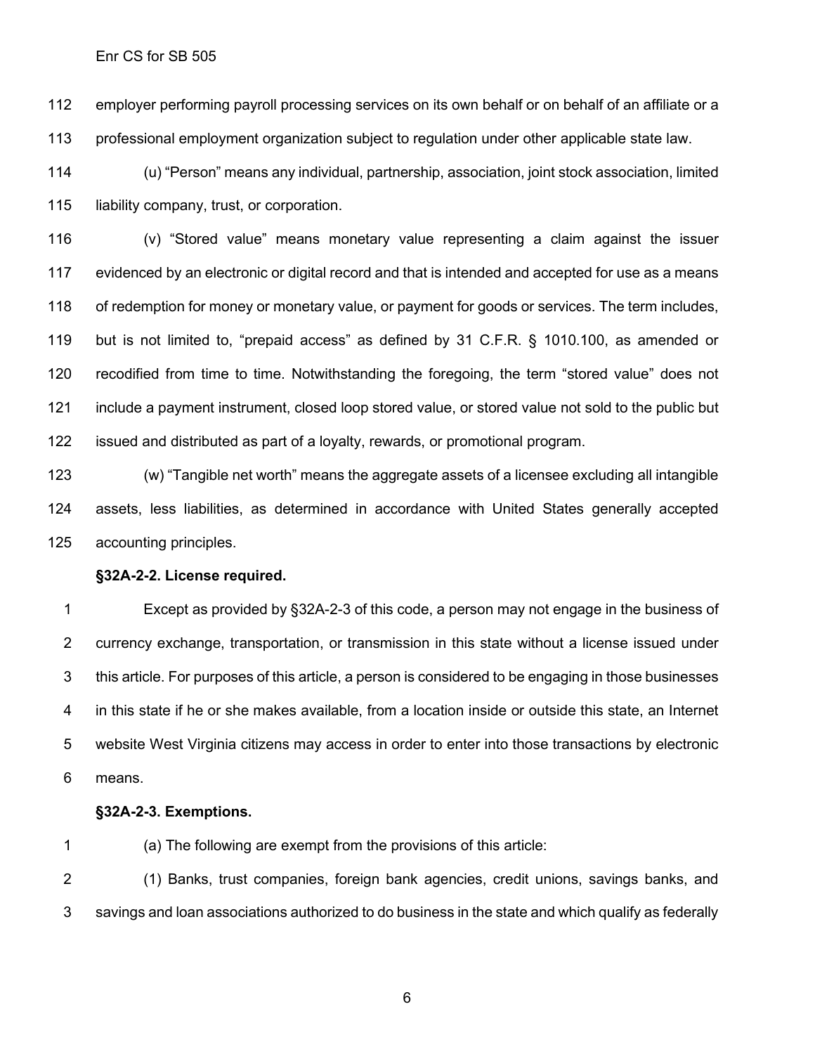employer performing payroll processing services on its own behalf or on behalf of an affiliate or a professional employment organization subject to regulation under other applicable state law.

(u) "Person" means any individual, partnership, association, joint stock association, limited liability company, trust, or corporation.

(v) "Stored value" means monetary value representing a claim against the issuer evidenced by an electronic or digital record and that is intended and accepted for use as a means of redemption for money or monetary value, or payment for goods or services. The term includes, but is not limited to, "prepaid access" as defined by 31 C.F.R. § 1010.100, as amended or recodified from time to time. Notwithstanding the foregoing, the term "stored value" does not include a payment instrument, closed loop stored value, or stored value not sold to the public but issued and distributed as part of a loyalty, rewards, or promotional program.

(w) "Tangible net worth" means the aggregate assets of a licensee excluding all intangible assets, less liabilities, as determined in accordance with United States generally accepted accounting principles.

**§32A-2-2. License required.**

Except as provided by §32A-2-3 of this code, a person may not engage in the business of currency exchange, transportation, or transmission in this state without a license issued under this article. For purposes of this article, a person is considered to be engaging in those businesses in this state if he or she makes available, from a location inside or outside this state, an Internet website West Virginia citizens may access in order to enter into those transactions by electronic means.

**§32A-2-3. Exemptions.**

(a) The following are exempt from the provisions of this article:

(1) Banks, trust companies, foreign bank agencies, credit unions, savings banks, and savings and loan associations authorized to do business in the state and which qualify as federally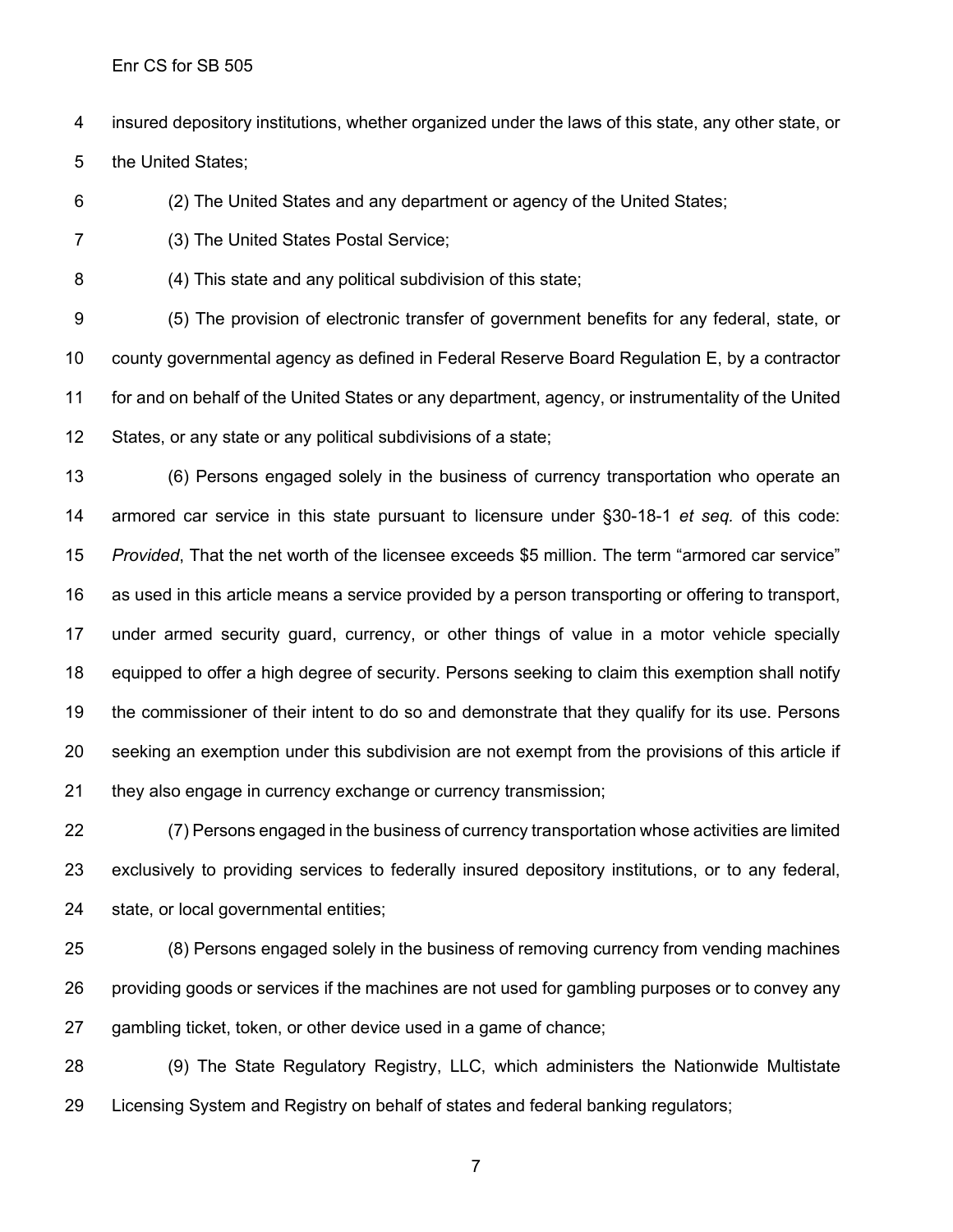insured depository institutions, whether organized under the laws of this state, any other state, or the United States;

(2) The United States and any department or agency of the United States;

(3) The United States Postal Service;

(4) This state and any political subdivision of this state;

(5) The provision of electronic transfer of government benefits for any federal, state, or county governmental agency as defined in Federal Reserve Board Regulation E, by a contractor for and on behalf of the United States or any department, agency, or instrumentality of the United States, or any state or any political subdivisions of a state;

(6) Persons engaged solely in the business of currency transportation who operate an armored car service in this state pursuant to licensure under §30-18-1 *et seq.* of this code: *Provided*, That the net worth of the licensee exceeds $5 million. The term “armored car service” as used in this article means a service provided by a person transporting or offering to transport, under armed security guard, currency, or other things of value in a motor vehicle specially equipped to offer a high degree of security. Persons seeking to claim this exemption shall notify the commissioner of their intent to do so and demonstrate that they qualify for its use. Persons seeking an exemption under this subdivision are not exempt from the provisions of this article if they also engage in currency exchange or currency transmission;

(7) Persons engaged in the business of currency transportation whose activities are limited exclusively to providing services to federally insured depository institutions, or to any federal, state, or local governmental entities;

(8) Persons engaged solely in the business of removing currency from vending machines providing goods or services if the machines are not used for gambling purposes or to convey any gambling ticket, token, or other device used in a game of chance;

(9) The State Regulatory Registry, LLC, which administers the Nationwide Multistate Licensing System and Registry on behalf of states and federal banking regulators;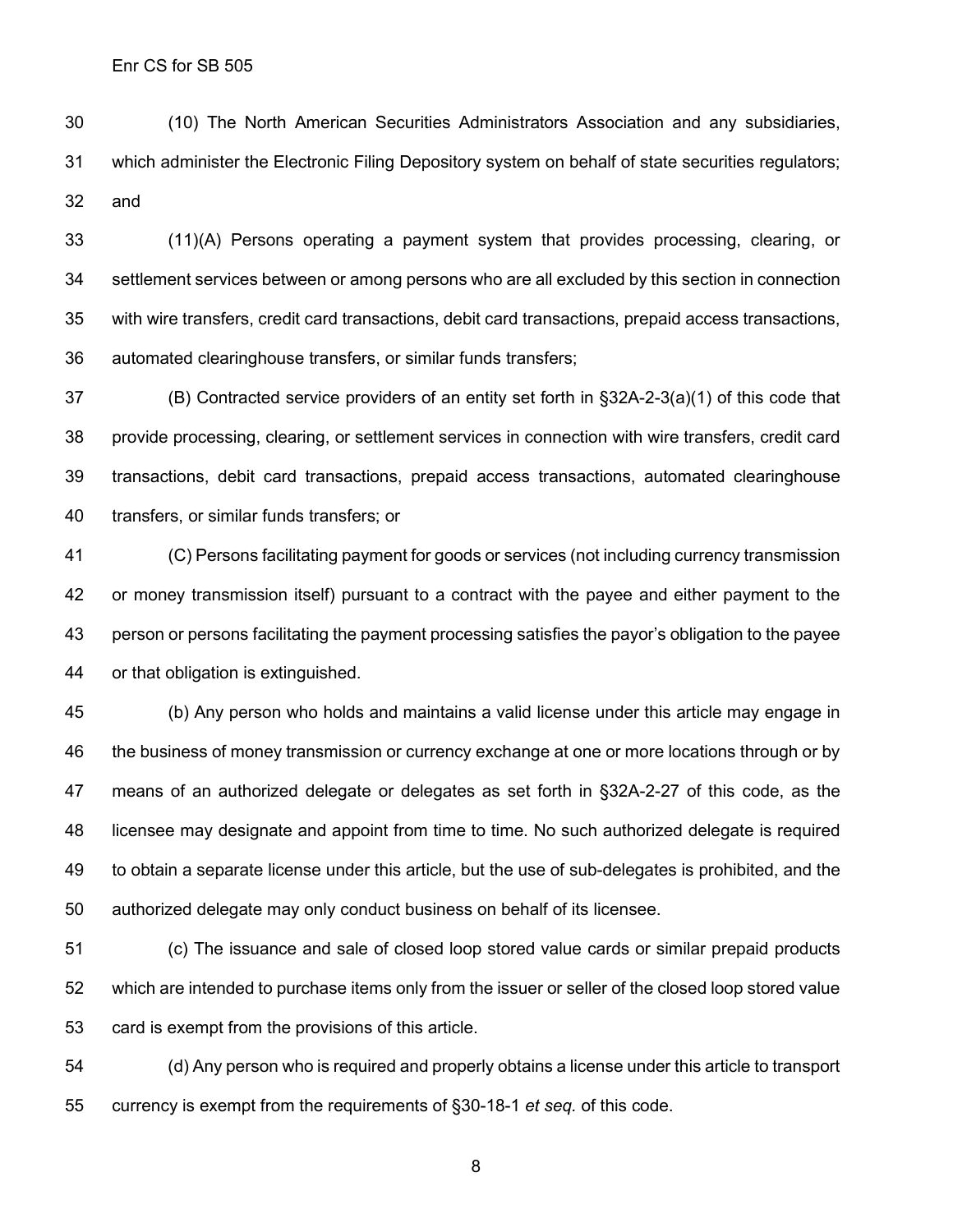(10) The North American Securities Administrators Association and any subsidiaries, which administer the Electronic Filing Depository system on behalf of state securities regulators; and

(11)(A) Persons operating a payment system that provides processing, clearing, or settlement services between or among persons who are all excluded by this section in connection with wire transfers, credit card transactions, debit card transactions, prepaid access transactions, automated clearinghouse transfers, or similar funds transfers;

(B) Contracted service providers of an entity set forth in §32A-2-3(a)(1) of this code that provide processing, clearing, or settlement services in connection with wire transfers, credit card transactions, debit card transactions, prepaid access transactions, automated clearinghouse transfers, or similar funds transfers; or

(C) Persons facilitating payment for goods or services (not including currency transmission or money transmission itself) pursuant to a contract with the payee and either payment to the person or persons facilitating the payment processing satisfies the payor's obligation to the payee or that obligation is extinguished.

(b) Any person who holds and maintains a valid license under this article may engage in the business of money transmission or currency exchange at one or more locations through or by means of an authorized delegate or delegates as set forth in §32A-2-27 of this code, as the licensee may designate and appoint from time to time. No such authorized delegate is required to obtain a separate license under this article, but the use of sub-delegates is prohibited, and the authorized delegate may only conduct business on behalf of its licensee.

(c) The issuance and sale of closed loop stored value cards or similar prepaid products which are intended to purchase items only from the issuer or seller of the closed loop stored value card is exempt from the provisions of this article.

(d) Any person who is required and properly obtains a license under this article to transport currency is exempt from the requirements of §30-18-1 *et seq.* of this code.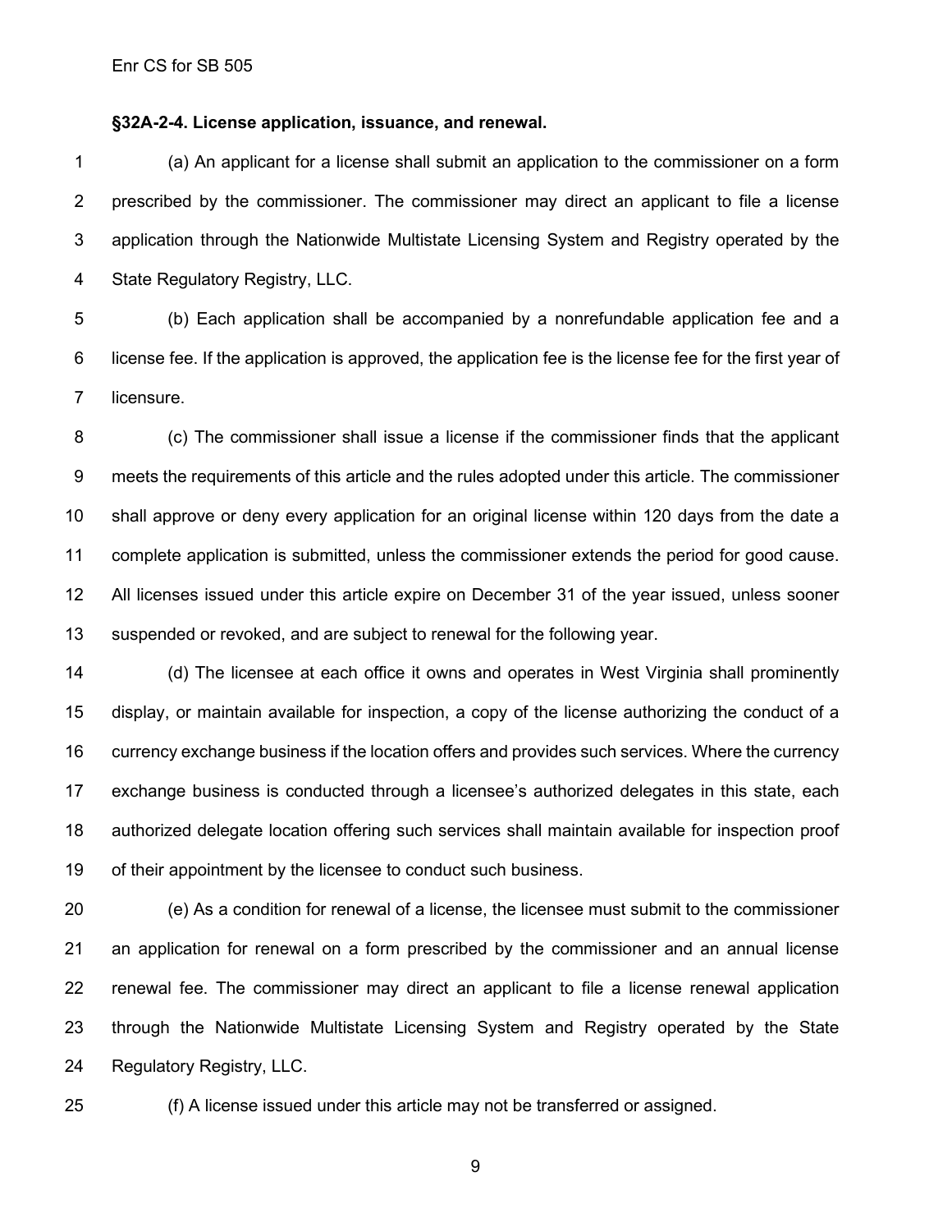**§32A-2-4. License application, issuance, and renewal.**

(a) An applicant for a license shall submit an application to the commissioner on a form prescribed by the commissioner. The commissioner may direct an applicant to file a license application through the Nationwide Multistate Licensing System and Registry operated by the State Regulatory Registry, LLC.

(b) Each application shall be accompanied by a nonrefundable application fee and a license fee. If the application is approved, the application fee is the license fee for the first year of licensure.

(c) The commissioner shall issue a license if the commissioner finds that the applicant meets the requirements of this article and the rules adopted under this article. The commissioner shall approve or deny every application for an original license within 120 days from the date a complete application is submitted, unless the commissioner extends the period for good cause. All licenses issued under this article expire on December 31 of the year issued, unless sooner suspended or revoked, and are subject to renewal for the following year.

(d) The licensee at each office it owns and operates in West Virginia shall prominently display, or maintain available for inspection, a copy of the license authorizing the conduct of a currency exchange business if the location offers and provides such services. Where the currency exchange business is conducted through a licensee's authorized delegates in this state, each authorized delegate location offering such services shall maintain available for inspection proof of their appointment by the licensee to conduct such business.

(e) As a condition for renewal of a license, the licensee must submit to the commissioner an application for renewal on a form prescribed by the commissioner and an annual license renewal fee. The commissioner may direct an applicant to file a license renewal application through the Nationwide Multistate Licensing System and Registry operated by the State Regulatory Registry, LLC.

(f) A license issued under this article may not be transferred or assigned.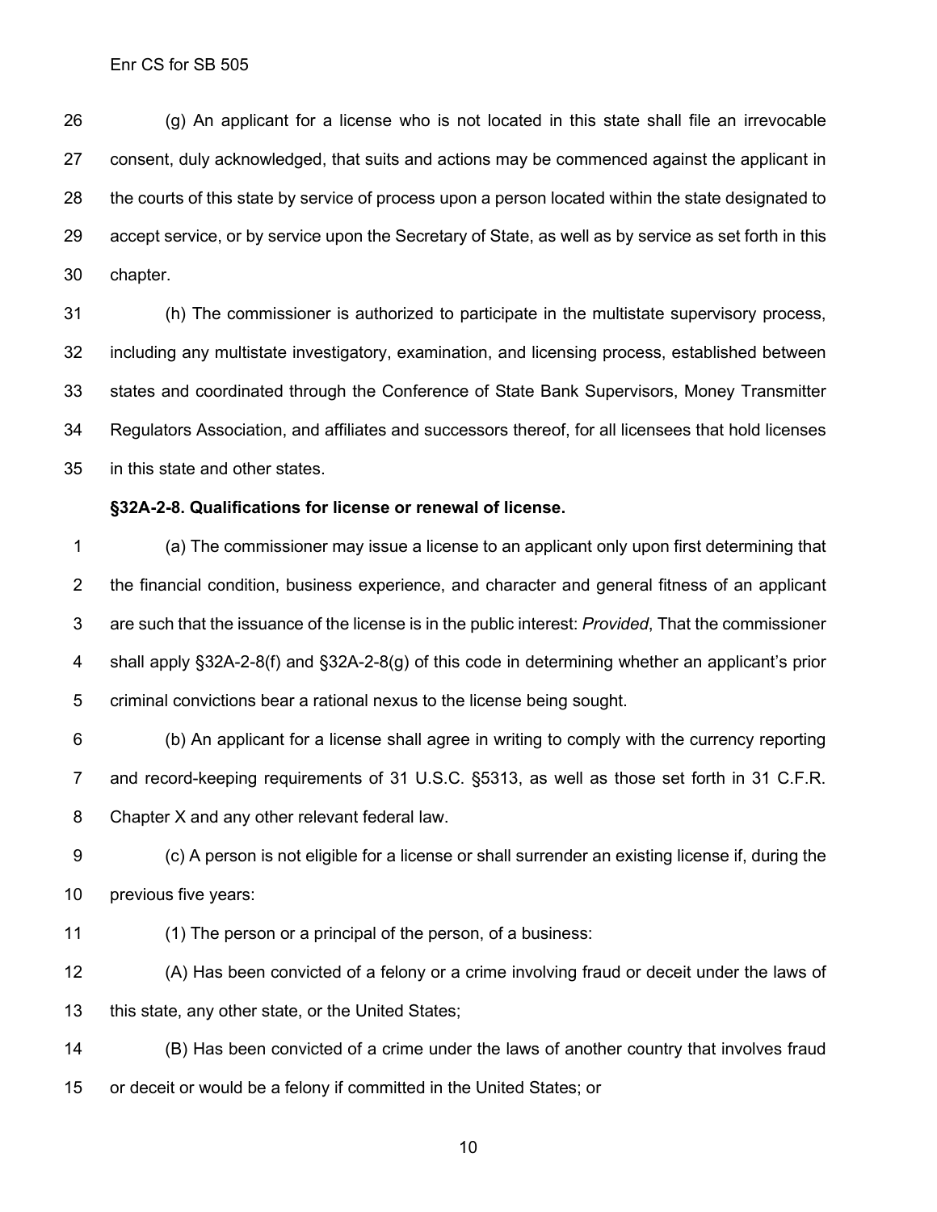(g) An applicant for a license who is not located in this state shall file an irrevocable consent, duly acknowledged, that suits and actions may be commenced against the applicant in the courts of this state by service of process upon a person located within the state designated to accept service, or by service upon the Secretary of State, as well as by service as set forth in this chapter.

(h) The commissioner is authorized to participate in the multistate supervisory process, including any multistate investigatory, examination, and licensing process, established between states and coordinated through the Conference of State Bank Supervisors, Money Transmitter Regulators Association, and affiliates and successors thereof, for all licensees that hold licenses in this state and other states.

**§32A-2-8. Qualifications for license or renewal of license.**

(a) The commissioner may issue a license to an applicant only upon first determining that the financial condition, business experience, and character and general fitness of an applicant are such that the issuance of the license is in the public interest: *Provided*, That the commissioner shall apply §32A-2-8(f) and §32A-2-8(g) of this code in determining whether an applicant's prior criminal convictions bear a rational nexus to the license being sought.

(b) An applicant for a license shall agree in writing to comply with the currency reporting and record-keeping requirements of 31 U.S.C. §5313, as well as those set forth in 31 C.F.R. Chapter X and any other relevant federal law.

(c) A person is not eligible for a license or shall surrender an existing license if, during the previous five years:

(1) The person or a principal of the person, of a business:

(A) Has been convicted of a felony or a crime involving fraud or deceit under the laws of this state, any other state, or the United States;

(B) Has been convicted of a crime under the laws of another country that involves fraud or deceit or would be a felony if committed in the United States; or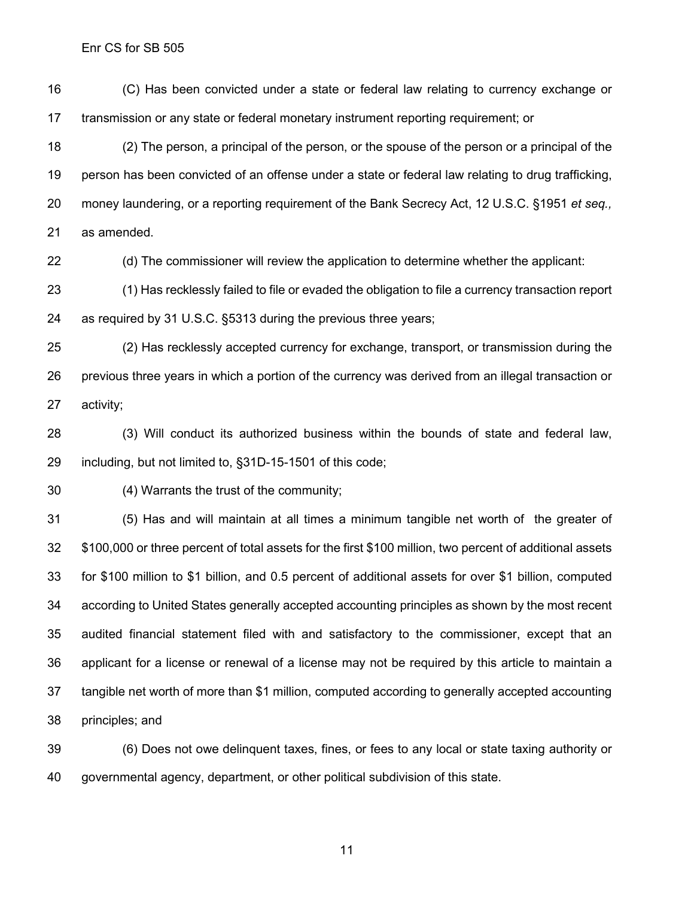(C) Has been convicted under a state or federal law relating to currency exchange or transmission or any state or federal monetary instrument reporting requirement; or

(2) The person, a principal of the person, or the spouse of the person or a principal of the person has been convicted of an offense under a state or federal law relating to drug trafficking, money laundering, or a reporting requirement of the Bank Secrecy Act, 12 U.S.C. §1951 *et seq.,* as amended.

(d) The commissioner will review the application to determine whether the applicant:

(1) Has recklessly failed to file or evaded the obligation to file a currency transaction report as required by 31 U.S.C. §5313 during the previous three years;

(2) Has recklessly accepted currency for exchange, transport, or transmission during the previous three years in which a portion of the currency was derived from an illegal transaction or activity;

(3) Will conduct its authorized business within the bounds of state and federal law, including, but not limited to, §31D-15-1501 of this code;

(4) Warrants the trust of the community;

(5) Has and will maintain at all times a minimum tangible net worth of the greater of $100,000 or three percent of total assets for the first $100 million, two percent of additional assets for $100 million to $1 billion, and 0.5 percent of additional assets for over $1 billion, computed according to United States generally accepted accounting principles as shown by the most recent audited financial statement filed with and satisfactory to the commissioner, except that an applicant for a license or renewal of a license may not be required by this article to maintain a tangible net worth of more than $1 million, computed according to generally accepted accounting principles; and

(6) Does not owe delinquent taxes, fines, or fees to any local or state taxing authority or governmental agency, department, or other political subdivision of this state.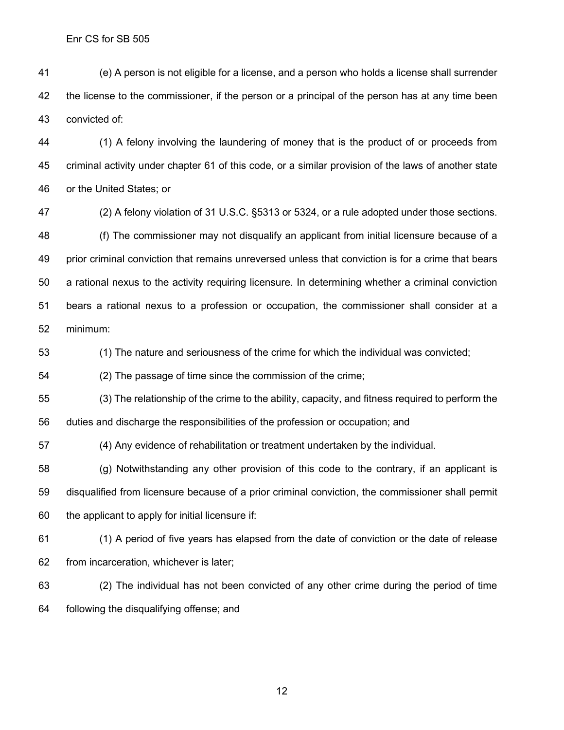(e) A person is not eligible for a license, and a person who holds a license shall surrender the license to the commissioner, if the person or a principal of the person has at any time been convicted of:

(1) A felony involving the laundering of money that is the product of or proceeds from criminal activity under chapter 61 of this code, or a similar provision of the laws of another state or the United States; or

(2) A felony violation of 31 U.S.C. §5313 or 5324, or a rule adopted under those sections.

(f) The commissioner may not disqualify an applicant from initial licensure because of a prior criminal conviction that remains unreversed unless that conviction is for a crime that bears a rational nexus to the activity requiring licensure. In determining whether a criminal conviction bears a rational nexus to a profession or occupation, the commissioner shall consider at a minimum:

(1) The nature and seriousness of the crime for which the individual was convicted;

(2) The passage of time since the commission of the crime;

(3) The relationship of the crime to the ability, capacity, and fitness required to perform the duties and discharge the responsibilities of the profession or occupation; and

(4) Any evidence of rehabilitation or treatment undertaken by the individual.

(g) Notwithstanding any other provision of this code to the contrary, if an applicant is disqualified from licensure because of a prior criminal conviction, the commissioner shall permit the applicant to apply for initial licensure if:

(1) A period of five years has elapsed from the date of conviction or the date of release from incarceration, whichever is later;

(2) The individual has not been convicted of any other crime during the period of time following the disqualifying offense; and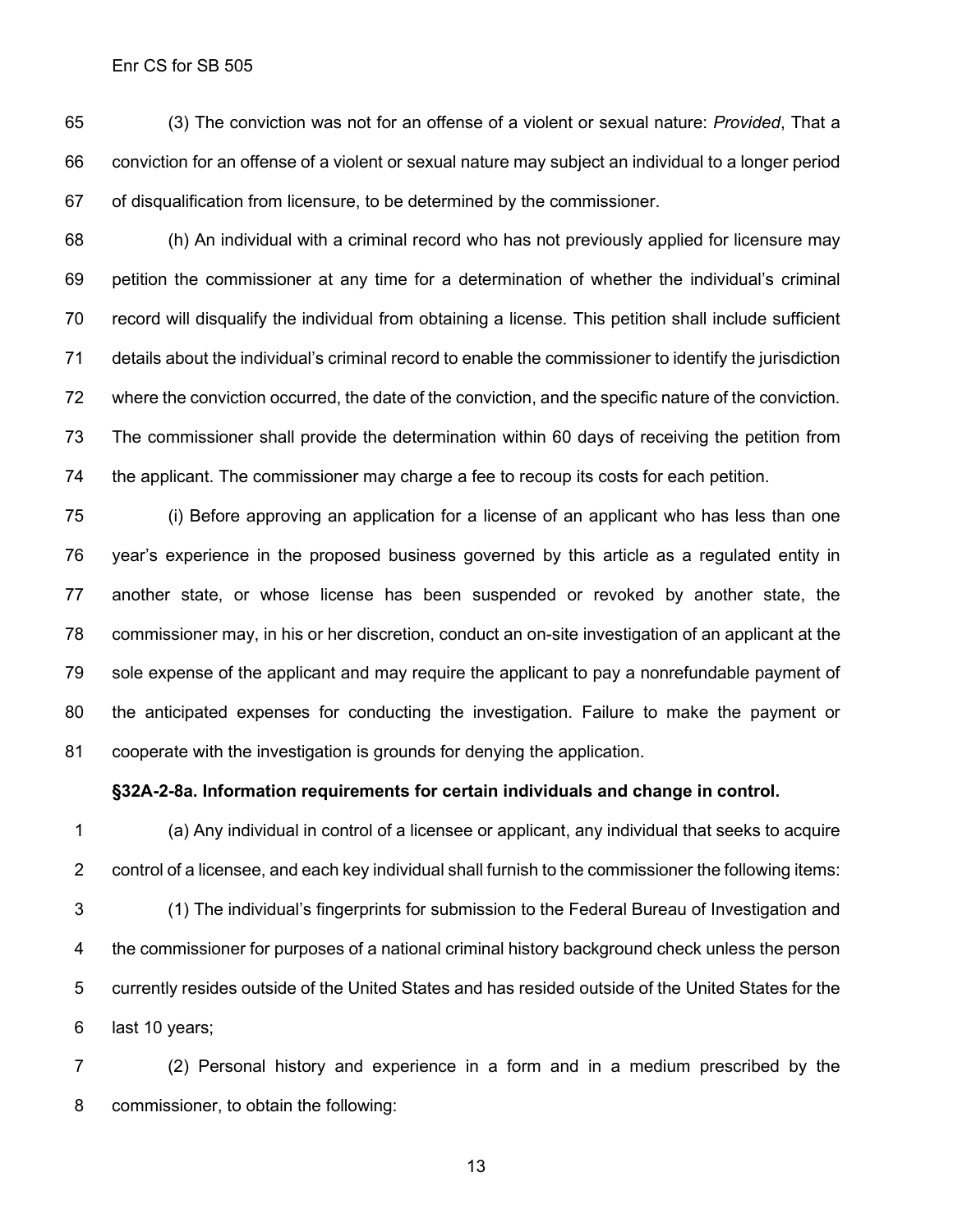(3) The conviction was not for an offense of a violent or sexual nature: *Provided*, That a conviction for an offense of a violent or sexual nature may subject an individual to a longer period of disqualification from licensure, to be determined by the commissioner.

(h) An individual with a criminal record who has not previously applied for licensure may petition the commissioner at any time for a determination of whether the individual's criminal record will disqualify the individual from obtaining a license. This petition shall include sufficient details about the individual's criminal record to enable the commissioner to identify the jurisdiction where the conviction occurred, the date of the conviction, and the specific nature of the conviction. The commissioner shall provide the determination within 60 days of receiving the petition from the applicant. The commissioner may charge a fee to recoup its costs for each petition.

(i) Before approving an application for a license of an applicant who has less than one year's experience in the proposed business governed by this article as a regulated entity in another state, or whose license has been suspended or revoked by another state, the commissioner may, in his or her discretion, conduct an on-site investigation of an applicant at the sole expense of the applicant and may require the applicant to pay a nonrefundable payment of the anticipated expenses for conducting the investigation. Failure to make the payment or cooperate with the investigation is grounds for denying the application.

**§32A-2-8a. Information requirements for certain individuals and change in control.**

(a) Any individual in control of a licensee or applicant, any individual that seeks to acquire control of a licensee, and each key individual shall furnish to the commissioner the following items:

(1) The individual's fingerprints for submission to the Federal Bureau of Investigation and the commissioner for purposes of a national criminal history background check unless the person currently resides outside of the United States and has resided outside of the United States for the last 10 years;

(2) Personal history and experience in a form and in a medium prescribed by the commissioner, to obtain the following: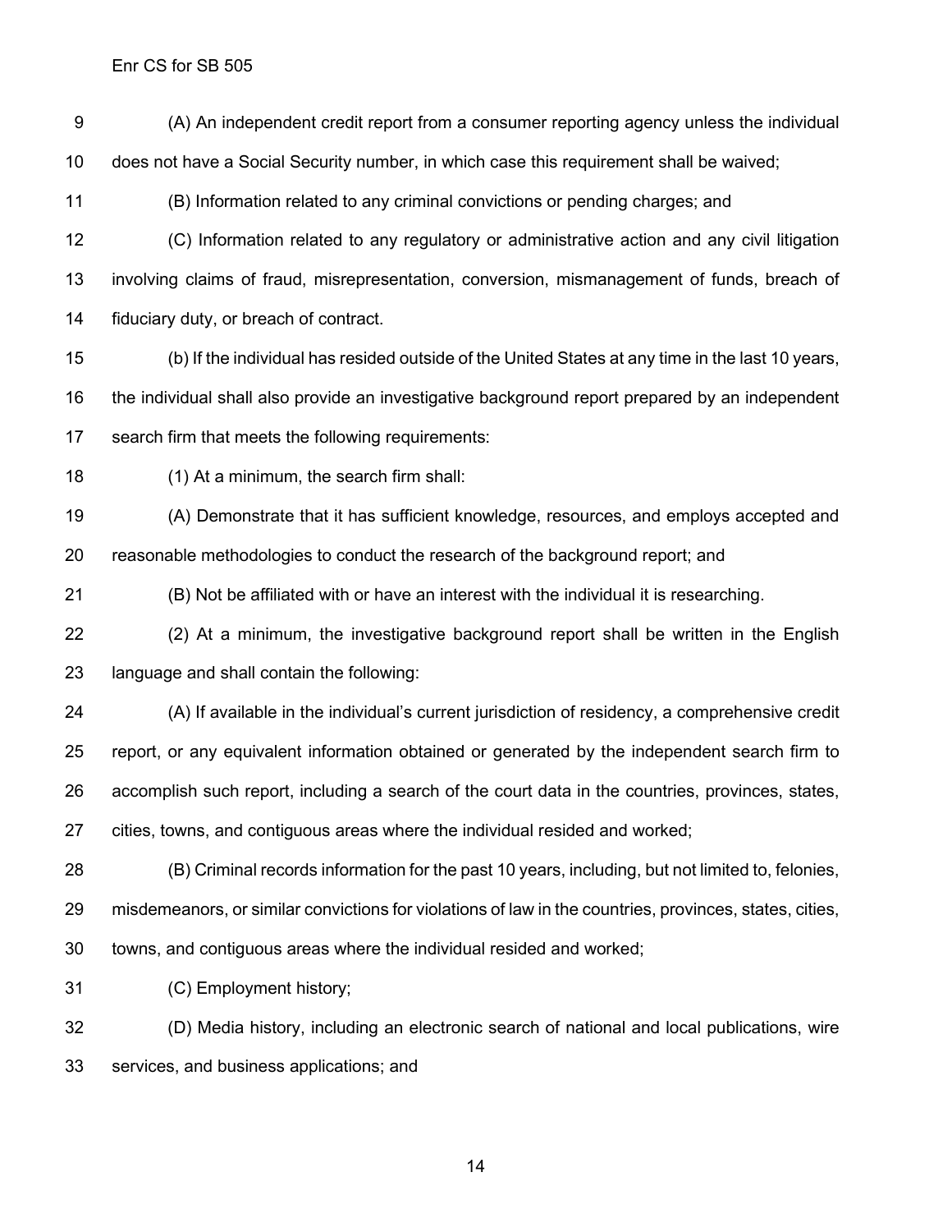(A) An independent credit report from a consumer reporting agency unless the individual does not have a Social Security number, in which case this requirement shall be waived;

(B) Information related to any criminal convictions or pending charges; and

(C) Information related to any regulatory or administrative action and any civil litigation involving claims of fraud, misrepresentation, conversion, mismanagement of funds, breach of fiduciary duty, or breach of contract.

(b) If the individual has resided outside of the United States at any time in the last 10 years, the individual shall also provide an investigative background report prepared by an independent search firm that meets the following requirements:

(1) At a minimum, the search firm shall:

(A) Demonstrate that it has sufficient knowledge, resources, and employs accepted and reasonable methodologies to conduct the research of the background report; and

(B) Not be affiliated with or have an interest with the individual it is researching.

(2) At a minimum, the investigative background report shall be written in the English language and shall contain the following:

(A) If available in the individual's current jurisdiction of residency, a comprehensive credit report, or any equivalent information obtained or generated by the independent search firm to accomplish such report, including a search of the court data in the countries, provinces, states, cities, towns, and contiguous areas where the individual resided and worked;

(B) Criminal records information for the past 10 years, including, but not limited to, felonies, misdemeanors, or similar convictions for violations of law in the countries, provinces, states, cities, towns, and contiguous areas where the individual resided and worked;

(C) Employment history;

(D) Media history, including an electronic search of national and local publications, wire services, and business applications; and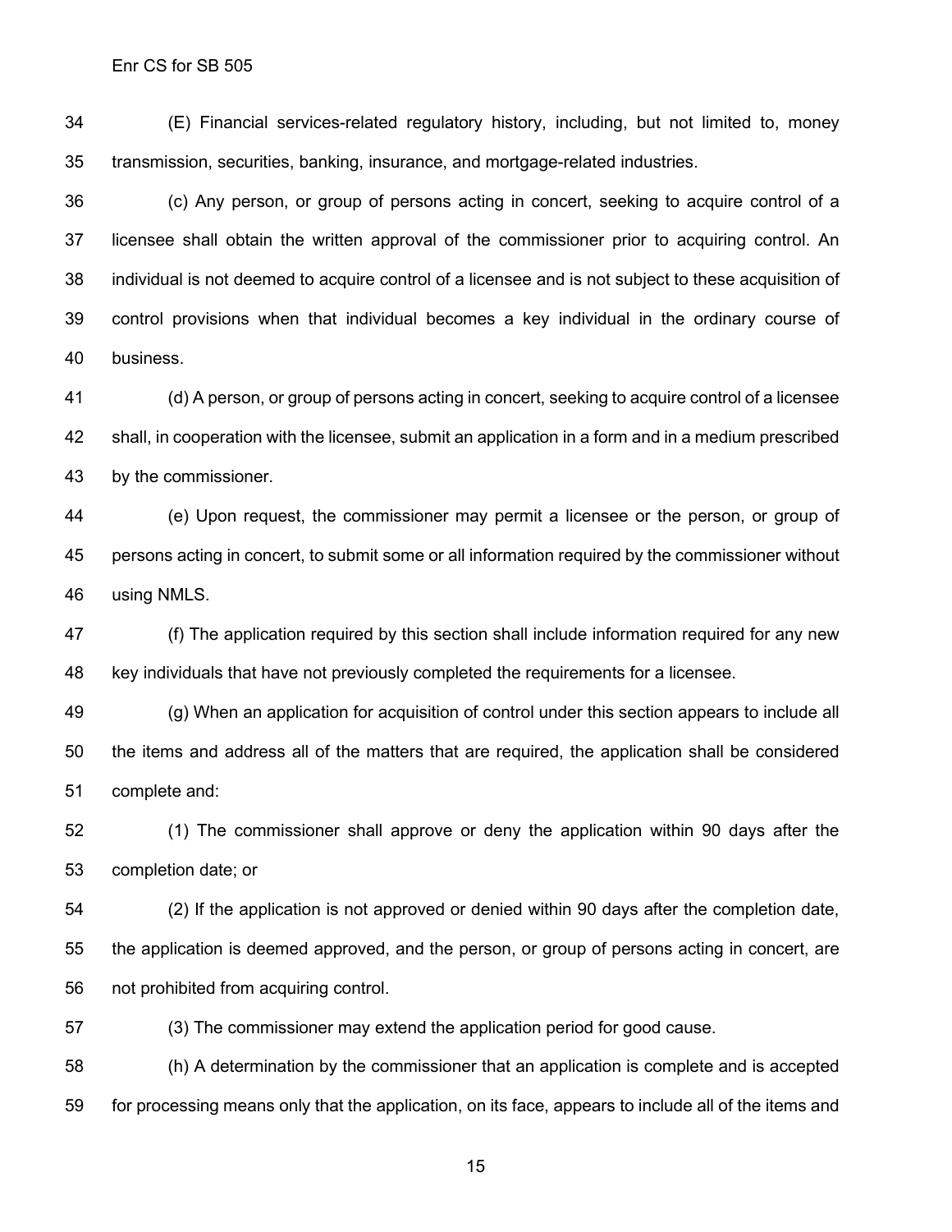(E) Financial services-related regulatory history, including, but not limited to, money transmission, securities, banking, insurance, and mortgage-related industries.

(c) Any person, or group of persons acting in concert, seeking to acquire control of a licensee shall obtain the written approval of the commissioner prior to acquiring control. An individual is not deemed to acquire control of a licensee and is not subject to these acquisition of control provisions when that individual becomes a key individual in the ordinary course of business.

(d) A person, or group of persons acting in concert, seeking to acquire control of a licensee shall, in cooperation with the licensee, submit an application in a form and in a medium prescribed by the commissioner.

(e) Upon request, the commissioner may permit a licensee or the person, or group of persons acting in concert, to submit some or all information required by the commissioner without using NMLS.

(f) The application required by this section shall include information required for any new key individuals that have not previously completed the requirements for a licensee.

(g) When an application for acquisition of control under this section appears to include all the items and address all of the matters that are required, the application shall be considered complete and:

(1) The commissioner shall approve or deny the application within 90 days after the completion date; or

(2) If the application is not approved or denied within 90 days after the completion date, the application is deemed approved, and the person, or group of persons acting in concert, are not prohibited from acquiring control.

(3) The commissioner may extend the application period for good cause.

(h) A determination by the commissioner that an application is complete and is accepted for processing means only that the application, on its face, appears to include all of the items and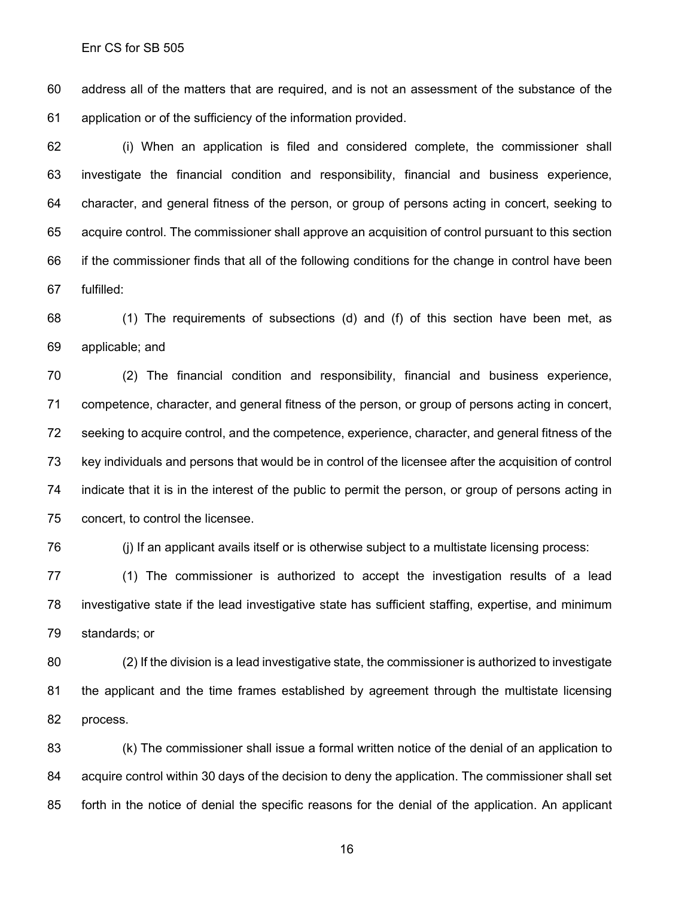address all of the matters that are required, and is not an assessment of the substance of the application or of the sufficiency of the information provided.

(i) When an application is filed and considered complete, the commissioner shall investigate the financial condition and responsibility, financial and business experience, character, and general fitness of the person, or group of persons acting in concert, seeking to acquire control. The commissioner shall approve an acquisition of control pursuant to this section if the commissioner finds that all of the following conditions for the change in control have been fulfilled:

(1) The requirements of subsections (d) and (f) of this section have been met, as applicable; and

(2) The financial condition and responsibility, financial and business experience, competence, character, and general fitness of the person, or group of persons acting in concert, seeking to acquire control, and the competence, experience, character, and general fitness of the key individuals and persons that would be in control of the licensee after the acquisition of control indicate that it is in the interest of the public to permit the person, or group of persons acting in concert, to control the licensee.

(j) If an applicant avails itself or is otherwise subject to a multistate licensing process:

(1) The commissioner is authorized to accept the investigation results of a lead investigative state if the lead investigative state has sufficient staffing, expertise, and minimum standards; or

(2) If the division is a lead investigative state, the commissioner is authorized to investigate the applicant and the time frames established by agreement through the multistate licensing process.

(k) The commissioner shall issue a formal written notice of the denial of an application to acquire control within 30 days of the decision to deny the application. The commissioner shall set forth in the notice of denial the specific reasons for the denial of the application. An applicant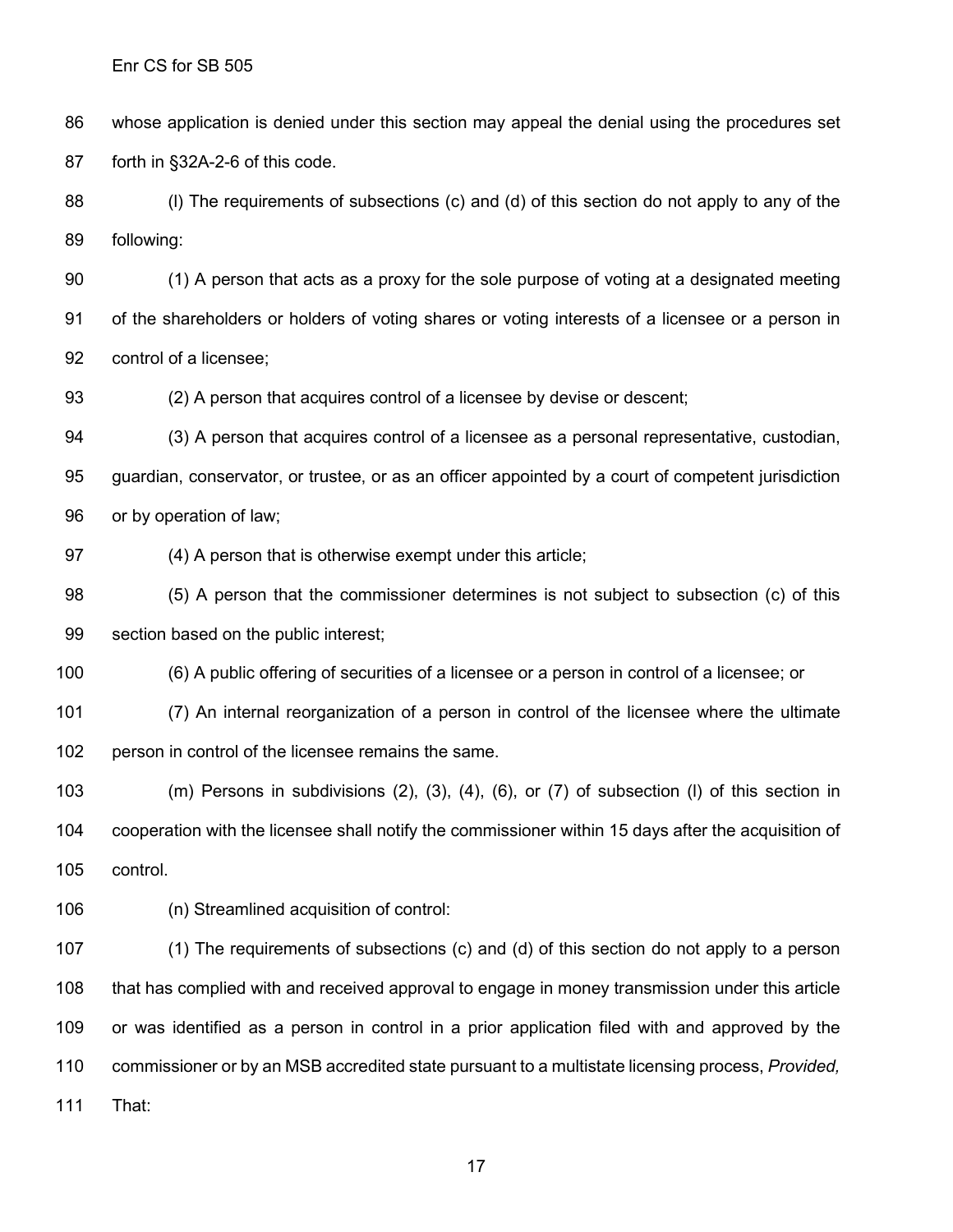whose application is denied under this section may appeal the denial using the procedures set forth in §32A-2-6 of this code.

(l) The requirements of subsections (c) and (d) of this section do not apply to any of the following:

(1) A person that acts as a proxy for the sole purpose of voting at a designated meeting of the shareholders or holders of voting shares or voting interests of a licensee or a person in control of a licensee;

(2) A person that acquires control of a licensee by devise or descent;

(3) A person that acquires control of a licensee as a personal representative, custodian, guardian, conservator, or trustee, or as an officer appointed by a court of competent jurisdiction or by operation of law;

(4) A person that is otherwise exempt under this article;

(5) A person that the commissioner determines is not subject to subsection (c) of this section based on the public interest;

(6) A public offering of securities of a licensee or a person in control of a licensee; or

(7) An internal reorganization of a person in control of the licensee where the ultimate person in control of the licensee remains the same.

(m) Persons in subdivisions (2), (3), (4), (6), or (7) of subsection (l) of this section in cooperation with the licensee shall notify the commissioner within 15 days after the acquisition of control.

(n) Streamlined acquisition of control:

(1) The requirements of subsections (c) and (d) of this section do not apply to a person that has complied with and received approval to engage in money transmission under this article or was identified as a person in control in a prior application filed with and approved by the commissioner or by an MSB accredited state pursuant to a multistate licensing process, *Provided,* That: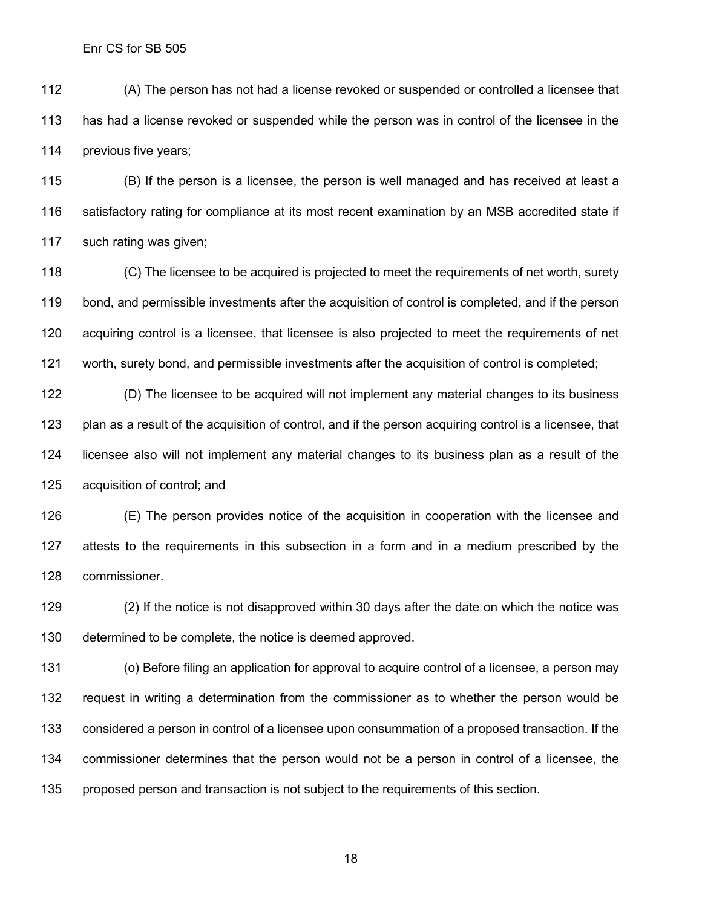(A) The person has not had a license revoked or suspended or controlled a licensee that has had a license revoked or suspended while the person was in control of the licensee in the previous five years;

(B) If the person is a licensee, the person is well managed and has received at least a satisfactory rating for compliance at its most recent examination by an MSB accredited state if such rating was given;

(C) The licensee to be acquired is projected to meet the requirements of net worth, surety bond, and permissible investments after the acquisition of control is completed, and if the person acquiring control is a licensee, that licensee is also projected to meet the requirements of net worth, surety bond, and permissible investments after the acquisition of control is completed;

(D) The licensee to be acquired will not implement any material changes to its business plan as a result of the acquisition of control, and if the person acquiring control is a licensee, that licensee also will not implement any material changes to its business plan as a result of the acquisition of control; and

(E) The person provides notice of the acquisition in cooperation with the licensee and attests to the requirements in this subsection in a form and in a medium prescribed by the commissioner.

(2) If the notice is not disapproved within 30 days after the date on which the notice was determined to be complete, the notice is deemed approved.

(o) Before filing an application for approval to acquire control of a licensee, a person may request in writing a determination from the commissioner as to whether the person would be considered a person in control of a licensee upon consummation of a proposed transaction. If the commissioner determines that the person would not be a person in control of a licensee, the proposed person and transaction is not subject to the requirements of this section.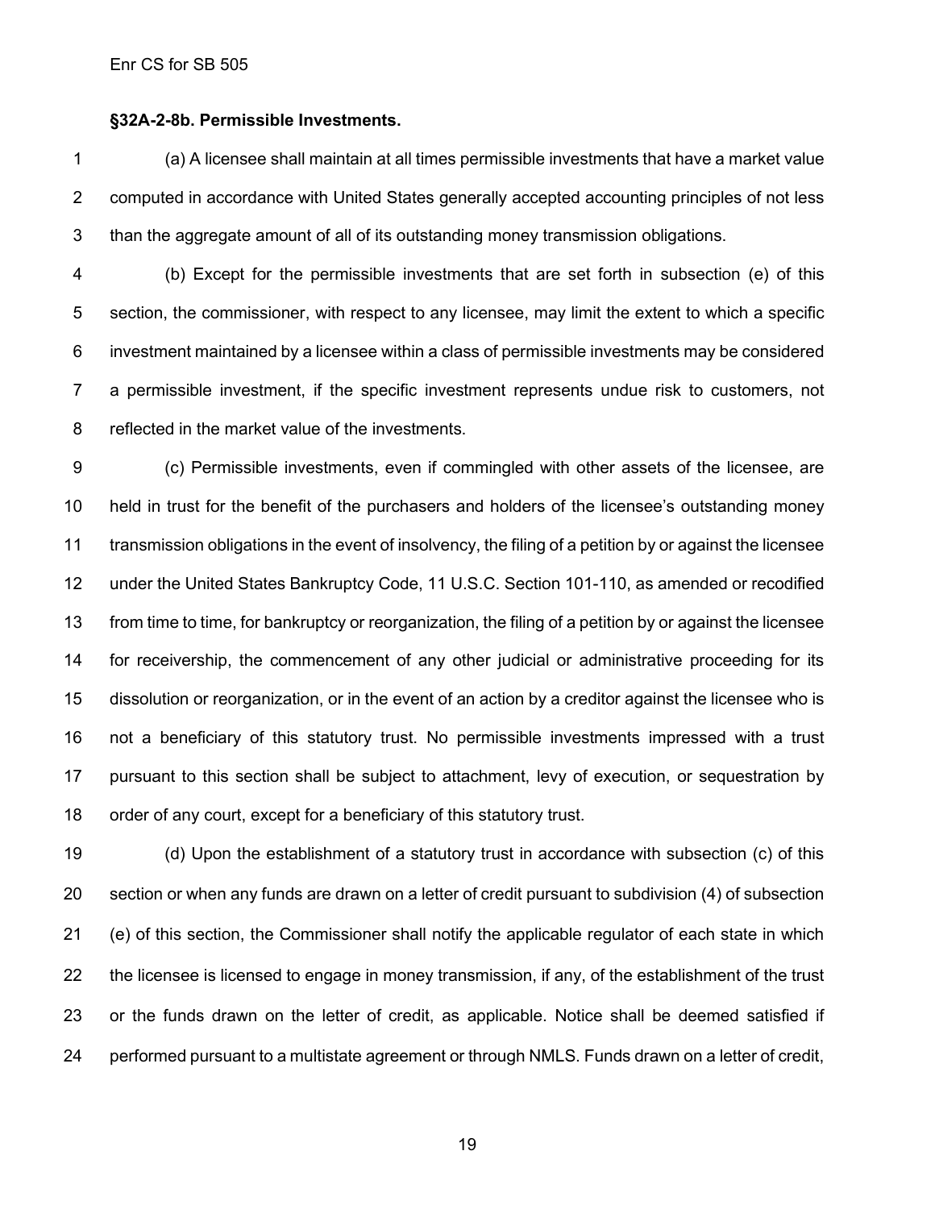**§32A-2-8b. Permissible Investments.**

(a) A licensee shall maintain at all times permissible investments that have a market value computed in accordance with United States generally accepted accounting principles of not less than the aggregate amount of all of its outstanding money transmission obligations.

(b) Except for the permissible investments that are set forth in subsection (e) of this section, the commissioner, with respect to any licensee, may limit the extent to which a specific investment maintained by a licensee within a class of permissible investments may be considered a permissible investment, if the specific investment represents undue risk to customers, not reflected in the market value of the investments.

(c) Permissible investments, even if commingled with other assets of the licensee, are held in trust for the benefit of the purchasers and holders of the licensee's outstanding money transmission obligations in the event of insolvency, the filing of a petition by or against the licensee under the United States Bankruptcy Code, 11 U.S.C. Section 101-110, as amended or recodified from time to time, for bankruptcy or reorganization, the filing of a petition by or against the licensee for receivership, the commencement of any other judicial or administrative proceeding for its dissolution or reorganization, or in the event of an action by a creditor against the licensee who is not a beneficiary of this statutory trust. No permissible investments impressed with a trust pursuant to this section shall be subject to attachment, levy of execution, or sequestration by order of any court, except for a beneficiary of this statutory trust.

(d) Upon the establishment of a statutory trust in accordance with subsection (c) of this section or when any funds are drawn on a letter of credit pursuant to subdivision (4) of subsection (e) of this section, the Commissioner shall notify the applicable regulator of each state in which the licensee is licensed to engage in money transmission, if any, of the establishment of the trust or the funds drawn on the letter of credit, as applicable. Notice shall be deemed satisfied if performed pursuant to a multistate agreement or through NMLS. Funds drawn on a letter of credit,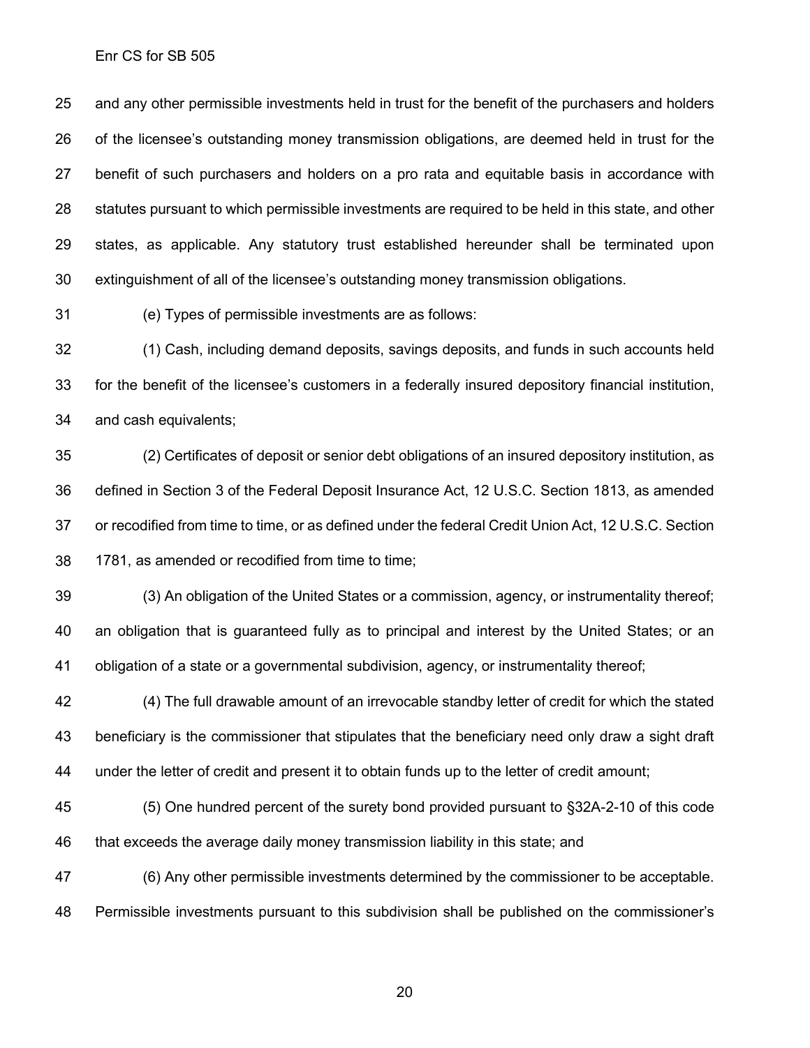and any other permissible investments held in trust for the benefit of the purchasers and holders of the licensee's outstanding money transmission obligations, are deemed held in trust for the benefit of such purchasers and holders on a pro rata and equitable basis in accordance with statutes pursuant to which permissible investments are required to be held in this state, and other states, as applicable. Any statutory trust established hereunder shall be terminated upon extinguishment of all of the licensee's outstanding money transmission obligations.

(e) Types of permissible investments are as follows:

(1) Cash, including demand deposits, savings deposits, and funds in such accounts held for the benefit of the licensee's customers in a federally insured depository financial institution, and cash equivalents;

(2) Certificates of deposit or senior debt obligations of an insured depository institution, as defined in Section 3 of the Federal Deposit Insurance Act, 12 U.S.C. Section 1813, as amended or recodified from time to time, or as defined under the federal Credit Union Act, 12 U.S.C. Section 1781, as amended or recodified from time to time;

(3) An obligation of the United States or a commission, agency, or instrumentality thereof; an obligation that is guaranteed fully as to principal and interest by the United States; or an obligation of a state or a governmental subdivision, agency, or instrumentality thereof;

(4) The full drawable amount of an irrevocable standby letter of credit for which the stated beneficiary is the commissioner that stipulates that the beneficiary need only draw a sight draft under the letter of credit and present it to obtain funds up to the letter of credit amount;

(5) One hundred percent of the surety bond provided pursuant to §32A-2-10 of this code that exceeds the average daily money transmission liability in this state; and

(6) Any other permissible investments determined by the commissioner to be acceptable. Permissible investments pursuant to this subdivision shall be published on the commissioner's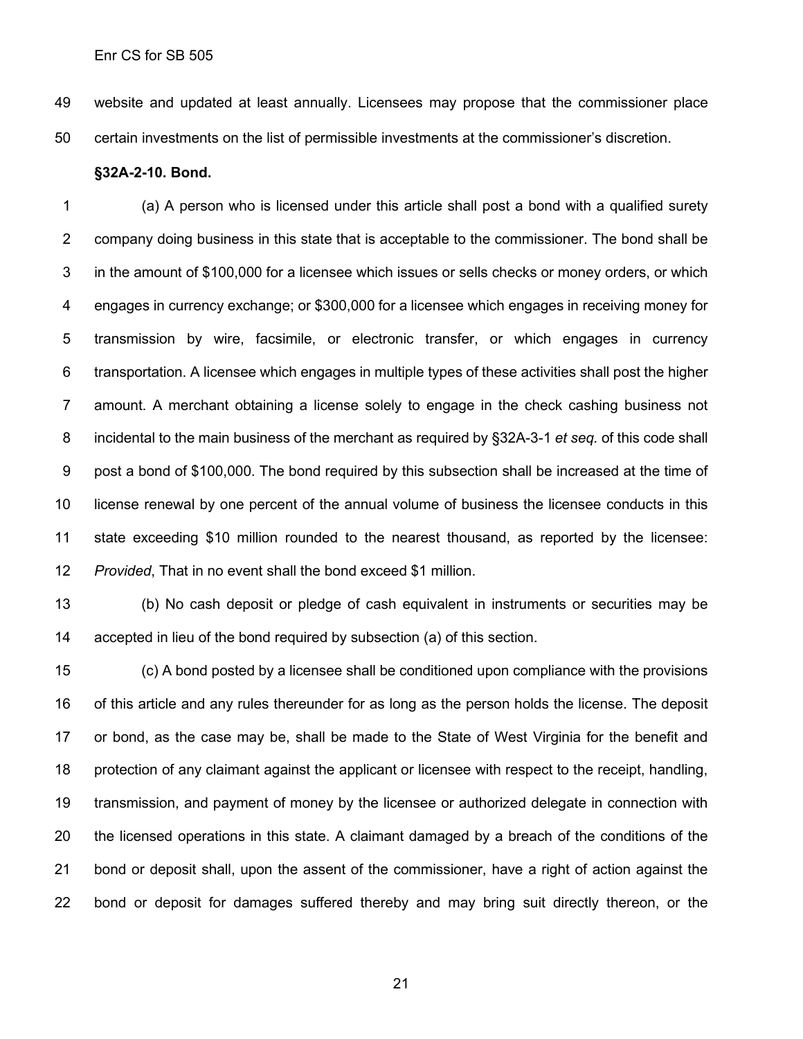website and updated at least annually. Licensees may propose that the commissioner place certain investments on the list of permissible investments at the commissioner's discretion.

**§32A-2-10. Bond.**

(a) A person who is licensed under this article shall post a bond with a qualified surety company doing business in this state that is acceptable to the commissioner. The bond shall be in the amount of $100,000 for a licensee which issues or sells checks or money orders, or which engages in currency exchange; or $300,000 for a licensee which engages in receiving money for transmission by wire, facsimile, or electronic transfer, or which engages in currency transportation. A licensee which engages in multiple types of these activities shall post the higher amount. A merchant obtaining a license solely to engage in the check cashing business not incidental to the main business of the merchant as required by §32A-3-1 *et seq.* of this code shall post a bond of $100,000. The bond required by this subsection shall be increased at the time of license renewal by one percent of the annual volume of business the licensee conducts in this state exceeding $10 million rounded to the nearest thousand, as reported by the licensee: *Provided*, That in no event shall the bond exceed $1 million.

(b) No cash deposit or pledge of cash equivalent in instruments or securities may be accepted in lieu of the bond required by subsection (a) of this section.

(c) A bond posted by a licensee shall be conditioned upon compliance with the provisions of this article and any rules thereunder for as long as the person holds the license. The deposit or bond, as the case may be, shall be made to the State of West Virginia for the benefit and protection of any claimant against the applicant or licensee with respect to the receipt, handling, transmission, and payment of money by the licensee or authorized delegate in connection with the licensed operations in this state. A claimant damaged by a breach of the conditions of the bond or deposit shall, upon the assent of the commissioner, have a right of action against the bond or deposit for damages suffered thereby and may bring suit directly thereon, or the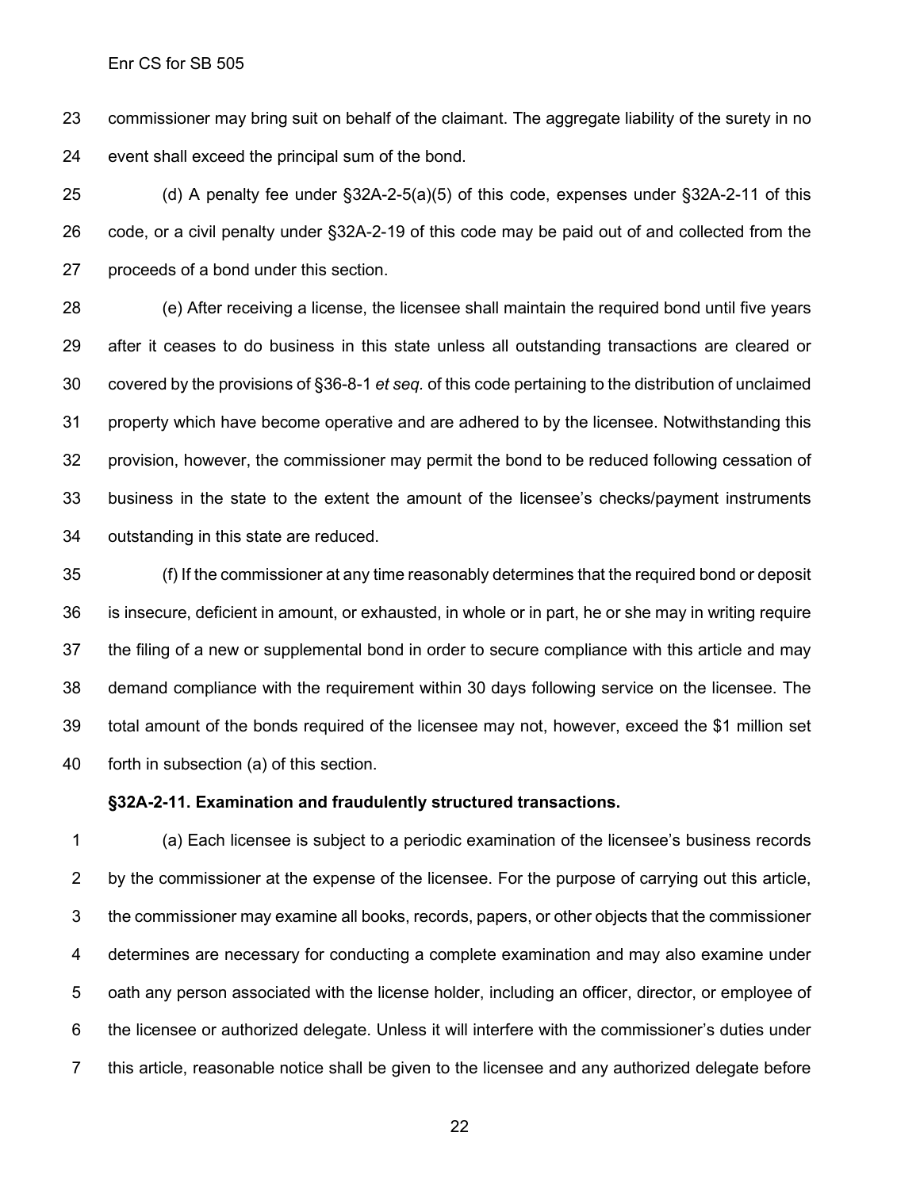commissioner may bring suit on behalf of the claimant. The aggregate liability of the surety in no event shall exceed the principal sum of the bond.

(d) A penalty fee under §32A-2-5(a)(5) of this code, expenses under §32A-2-11 of this code, or a civil penalty under §32A-2-19 of this code may be paid out of and collected from the proceeds of a bond under this section.

(e) After receiving a license, the licensee shall maintain the required bond until five years after it ceases to do business in this state unless all outstanding transactions are cleared or covered by the provisions of §36-8-1 *et seq.* of this code pertaining to the distribution of unclaimed property which have become operative and are adhered to by the licensee. Notwithstanding this provision, however, the commissioner may permit the bond to be reduced following cessation of business in the state to the extent the amount of the licensee's checks/payment instruments outstanding in this state are reduced.

(f) If the commissioner at any time reasonably determines that the required bond or deposit is insecure, deficient in amount, or exhausted, in whole or in part, he or she may in writing require the filing of a new or supplemental bond in order to secure compliance with this article and may demand compliance with the requirement within 30 days following service on the licensee. The total amount of the bonds required of the licensee may not, however, exceed the $1 million set forth in subsection (a) of this section.

**§32A-2-11. Examination and fraudulently structured transactions.**

(a) Each licensee is subject to a periodic examination of the licensee's business records by the commissioner at the expense of the licensee. For the purpose of carrying out this article, the commissioner may examine all books, records, papers, or other objects that the commissioner determines are necessary for conducting a complete examination and may also examine under oath any person associated with the license holder, including an officer, director, or employee of the licensee or authorized delegate. Unless it will interfere with the commissioner's duties under this article, reasonable notice shall be given to the licensee and any authorized delegate before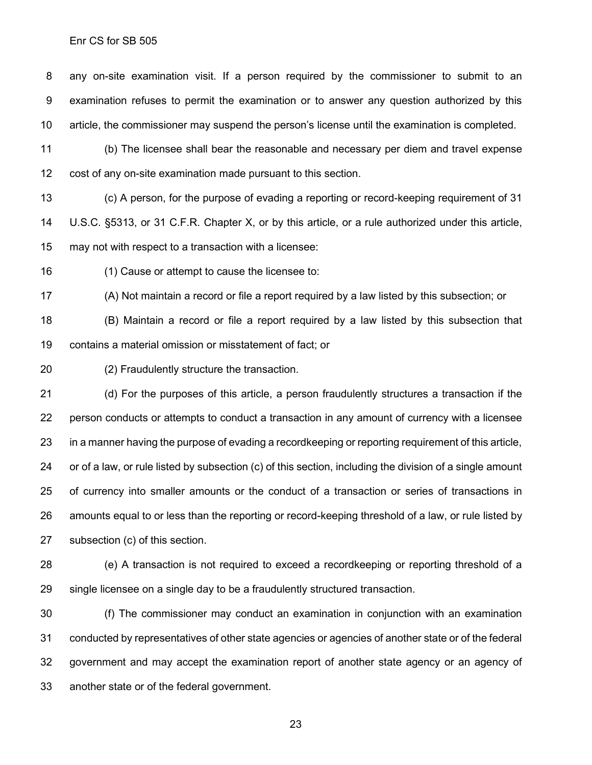any on-site examination visit. If a person required by the commissioner to submit to an examination refuses to permit the examination or to answer any question authorized by this article, the commissioner may suspend the person's license until the examination is completed.

(b) The licensee shall bear the reasonable and necessary per diem and travel expense cost of any on-site examination made pursuant to this section.

(c) A person, for the purpose of evading a reporting or record-keeping requirement of 31 U.S.C. §5313, or 31 C.F.R. Chapter X, or by this article, or a rule authorized under this article, may not with respect to a transaction with a licensee:

(1) Cause or attempt to cause the licensee to:

(A) Not maintain a record or file a report required by a law listed by this subsection; or

(B) Maintain a record or file a report required by a law listed by this subsection that contains a material omission or misstatement of fact; or

(2) Fraudulently structure the transaction.

(d) For the purposes of this article, a person fraudulently structures a transaction if the person conducts or attempts to conduct a transaction in any amount of currency with a licensee in a manner having the purpose of evading a recordkeeping or reporting requirement of this article, or of a law, or rule listed by subsection (c) of this section, including the division of a single amount of currency into smaller amounts or the conduct of a transaction or series of transactions in amounts equal to or less than the reporting or record-keeping threshold of a law, or rule listed by subsection (c) of this section.

(e) A transaction is not required to exceed a recordkeeping or reporting threshold of a single licensee on a single day to be a fraudulently structured transaction.

(f) The commissioner may conduct an examination in conjunction with an examination conducted by representatives of other state agencies or agencies of another state or of the federal government and may accept the examination report of another state agency or an agency of another state or of the federal government.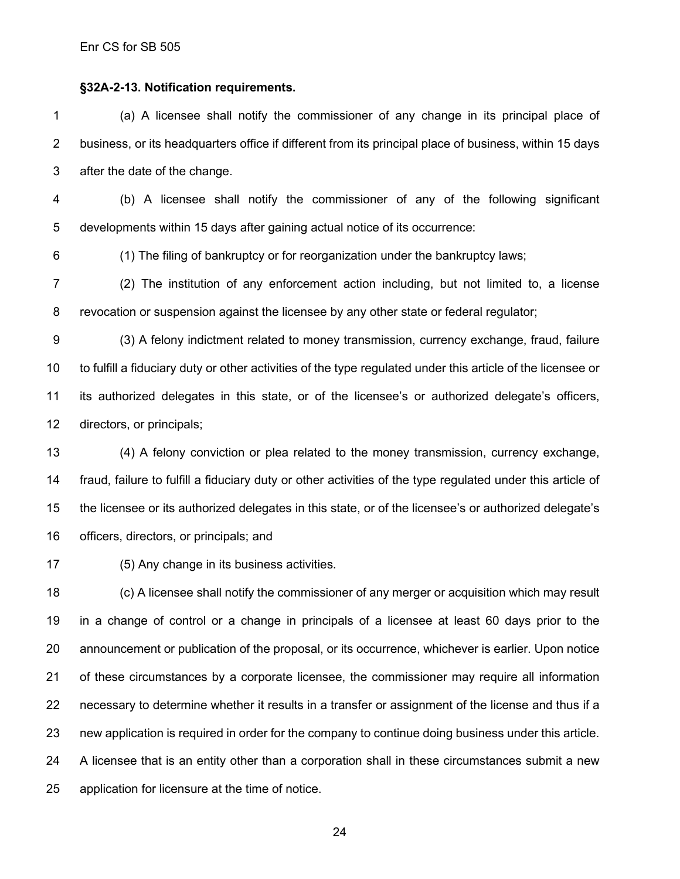### §32A-2-13. Notification requirements.

(a) A licensee shall notify the commissioner of any change in its principal place of business, or its headquarters office if different from its principal place of business, within 15 days after the date of the change.

(b) A licensee shall notify the commissioner of any of the following significant developments within 15 days after gaining actual notice of its occurrence:

(1) The filing of bankruptcy or for reorganization under the bankruptcy laws;

(2) The institution of any enforcement action including, but not limited to, a license revocation or suspension against the licensee by any other state or federal regulator;

(3) A felony indictment related to money transmission, currency exchange, fraud, failure to fulfill a fiduciary duty or other activities of the type regulated under this article of the licensee or its authorized delegates in this state, or of the licensee's or authorized delegate's officers, directors, or principals;

(4) A felony conviction or plea related to the money transmission, currency exchange, fraud, failure to fulfill a fiduciary duty or other activities of the type regulated under this article of the licensee or its authorized delegates in this state, or of the licensee's or authorized delegate's officers, directors, or principals; and

(5) Any change in its business activities.

(c) A licensee shall notify the commissioner of any merger or acquisition which may result in a change of control or a change in principals of a licensee at least 60 days prior to the announcement or publication of the proposal, or its occurrence, whichever is earlier. Upon notice of these circumstances by a corporate licensee, the commissioner may require all information necessary to determine whether it results in a transfer or assignment of the license and thus if a new application is required in order for the company to continue doing business under this article. A licensee that is an entity other than a corporation shall in these circumstances submit a new application for licensure at the time of notice.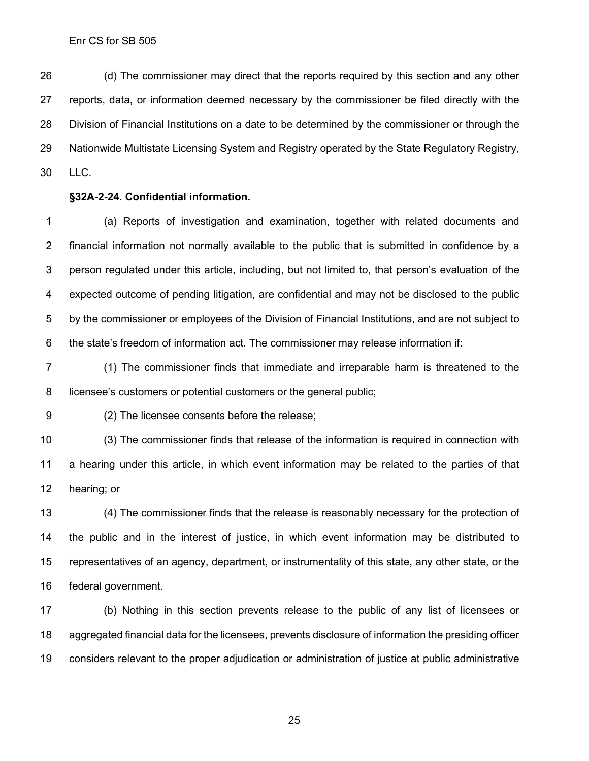(d) The commissioner may direct that the reports required by this section and any other reports, data, or information deemed necessary by the commissioner be filed directly with the Division of Financial Institutions on a date to be determined by the commissioner or through the Nationwide Multistate Licensing System and Registry operated by the State Regulatory Registry, LLC.

**§32A-2-24. Confidential information.**

(a) Reports of investigation and examination, together with related documents and financial information not normally available to the public that is submitted in confidence by a person regulated under this article, including, but not limited to, that person's evaluation of the expected outcome of pending litigation, are confidential and may not be disclosed to the public by the commissioner or employees of the Division of Financial Institutions, and are not subject to the state's freedom of information act. The commissioner may release information if:

(1) The commissioner finds that immediate and irreparable harm is threatened to the licensee's customers or potential customers or the general public;

(2) The licensee consents before the release;

(3) The commissioner finds that release of the information is required in connection with a hearing under this article, in which event information may be related to the parties of that hearing; or

(4) The commissioner finds that the release is reasonably necessary for the protection of the public and in the interest of justice, in which event information may be distributed to representatives of an agency, department, or instrumentality of this state, any other state, or the federal government.

(b) Nothing in this section prevents release to the public of any list of licensees or aggregated financial data for the licensees, prevents disclosure of information the presiding officer considers relevant to the proper adjudication or administration of justice at public administrative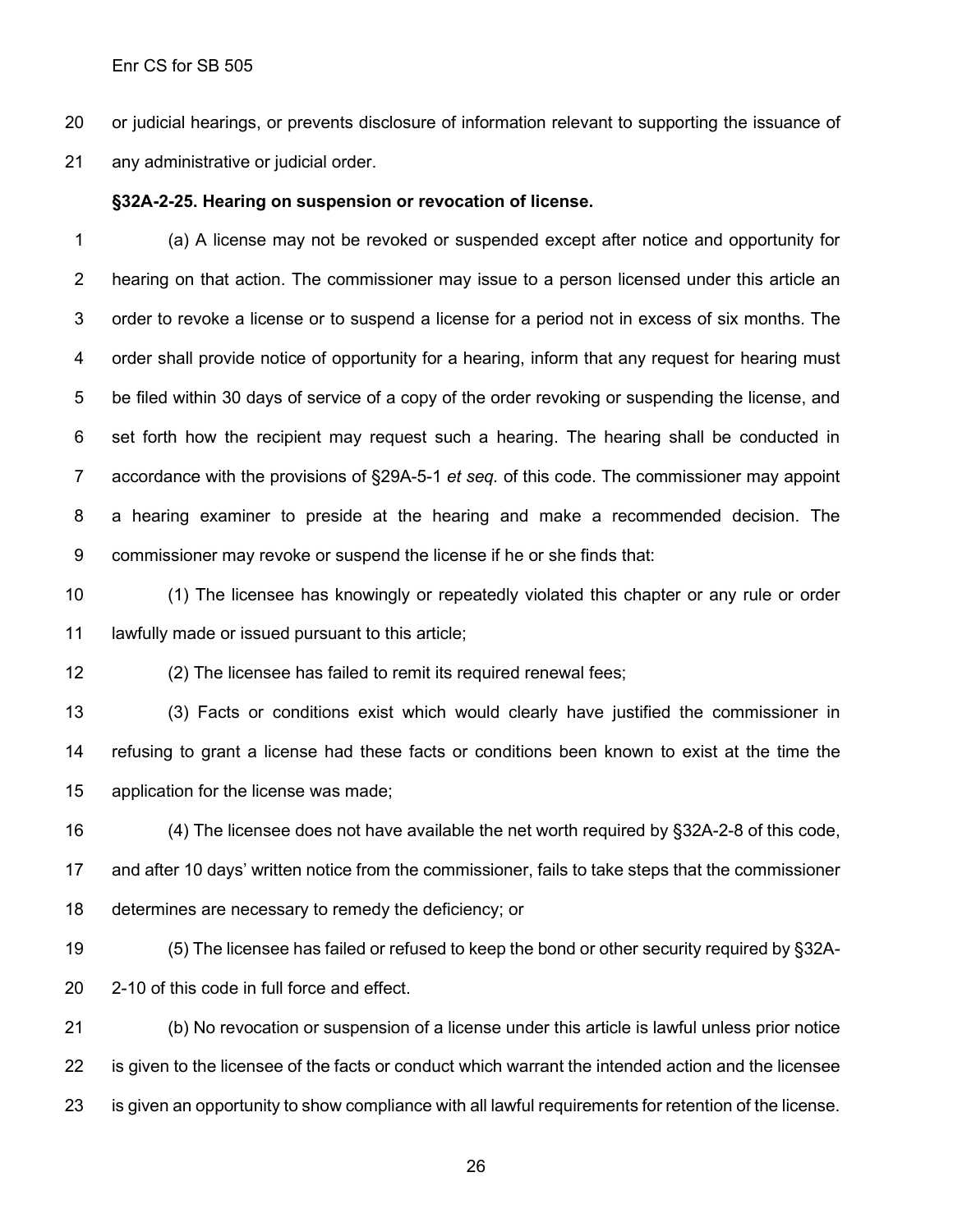or judicial hearings, or prevents disclosure of information relevant to supporting the issuance of any administrative or judicial order.

**§32A-2-25. Hearing on suspension or revocation of license.**

(a) A license may not be revoked or suspended except after notice and opportunity for hearing on that action. The commissioner may issue to a person licensed under this article an order to revoke a license or to suspend a license for a period not in excess of six months. The order shall provide notice of opportunity for a hearing, inform that any request for hearing must be filed within 30 days of service of a copy of the order revoking or suspending the license, and set forth how the recipient may request such a hearing. The hearing shall be conducted in accordance with the provisions of §29A-5-1 *et seq.* of this code. The commissioner may appoint a hearing examiner to preside at the hearing and make a recommended decision. The commissioner may revoke or suspend the license if he or she finds that:

(1) The licensee has knowingly or repeatedly violated this chapter or any rule or order lawfully made or issued pursuant to this article;

(2) The licensee has failed to remit its required renewal fees;

(3) Facts or conditions exist which would clearly have justified the commissioner in refusing to grant a license had these facts or conditions been known to exist at the time the application for the license was made;

(4) The licensee does not have available the net worth required by §32A-2-8 of this code, and after 10 days' written notice from the commissioner, fails to take steps that the commissioner determines are necessary to remedy the deficiency; or

(5) The licensee has failed or refused to keep the bond or other security required by §32A-2-10 of this code in full force and effect.

(b) No revocation or suspension of a license under this article is lawful unless prior notice is given to the licensee of the facts or conduct which warrant the intended action and the licensee is given an opportunity to show compliance with all lawful requirements for retention of the license.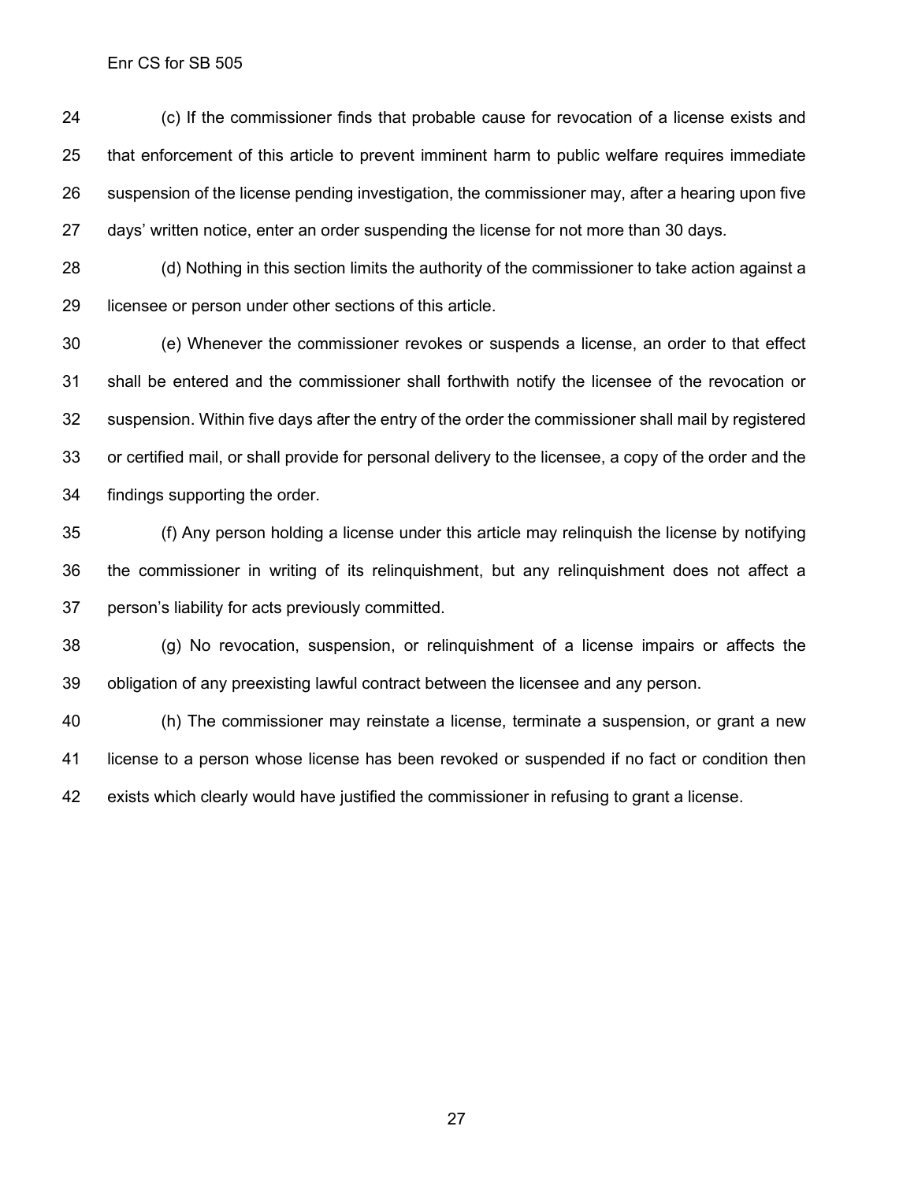(c) If the commissioner finds that probable cause for revocation of a license exists and that enforcement of this article to prevent imminent harm to public welfare requires immediate suspension of the license pending investigation, the commissioner may, after a hearing upon five days' written notice, enter an order suspending the license for not more than 30 days.

(d) Nothing in this section limits the authority of the commissioner to take action against a licensee or person under other sections of this article.

(e) Whenever the commissioner revokes or suspends a license, an order to that effect shall be entered and the commissioner shall forthwith notify the licensee of the revocation or suspension. Within five days after the entry of the order the commissioner shall mail by registered or certified mail, or shall provide for personal delivery to the licensee, a copy of the order and the findings supporting the order.

(f) Any person holding a license under this article may relinquish the license by notifying the commissioner in writing of its relinquishment, but any relinquishment does not affect a person's liability for acts previously committed.

(g) No revocation, suspension, or relinquishment of a license impairs or affects the obligation of any preexisting lawful contract between the licensee and any person.

(h) The commissioner may reinstate a license, terminate a suspension, or grant a new license to a person whose license has been revoked or suspended if no fact or condition then exists which clearly would have justified the commissioner in refusing to grant a license.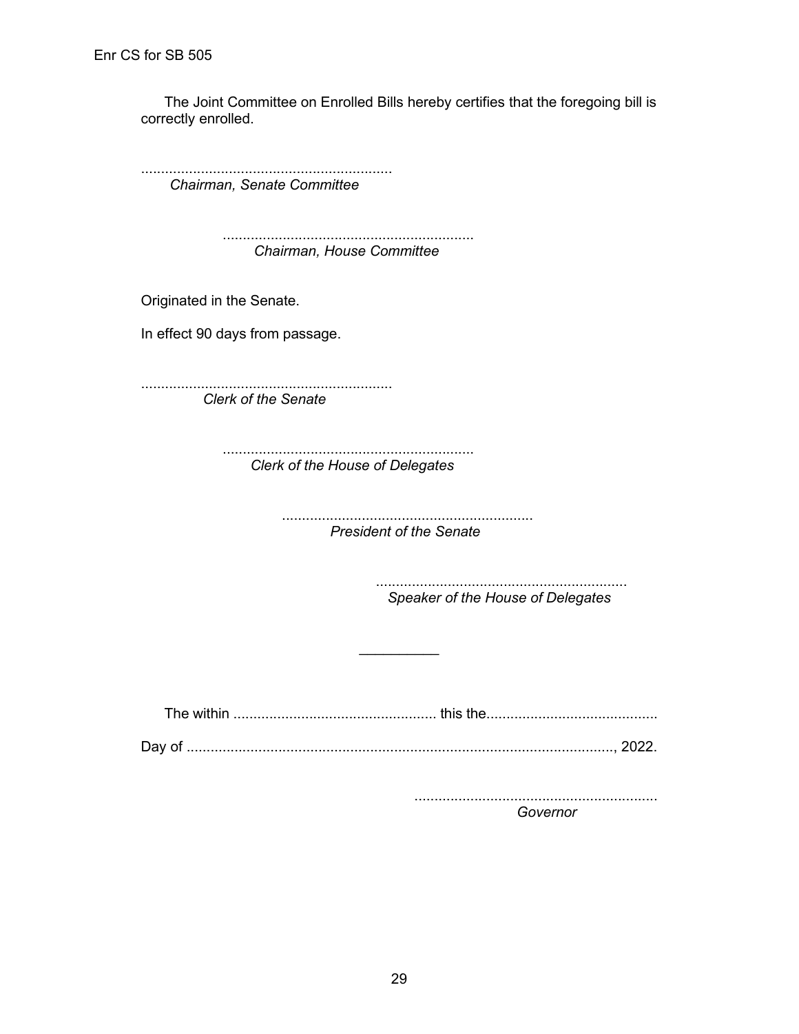The Joint Committee on Enrolled Bills hereby certifies that the foregoing bill is correctly enrolled.

...............................................................
*Chairman, Senate Committee*

...............................................................
*Chairman, House Committee*

Originated in the Senate.

In effect 90 days from passage.

...............................................................
*Clerk of the Senate*

...............................................................
*Clerk of the House of Delegates*

...............................................................
*President of the Senate*

...............................................................
*Speaker of the House of Delegates*

__________

The within .................................................. this the..........................................

Day of ..........................................................................................................., 2022.

.............................................................
*Governor*